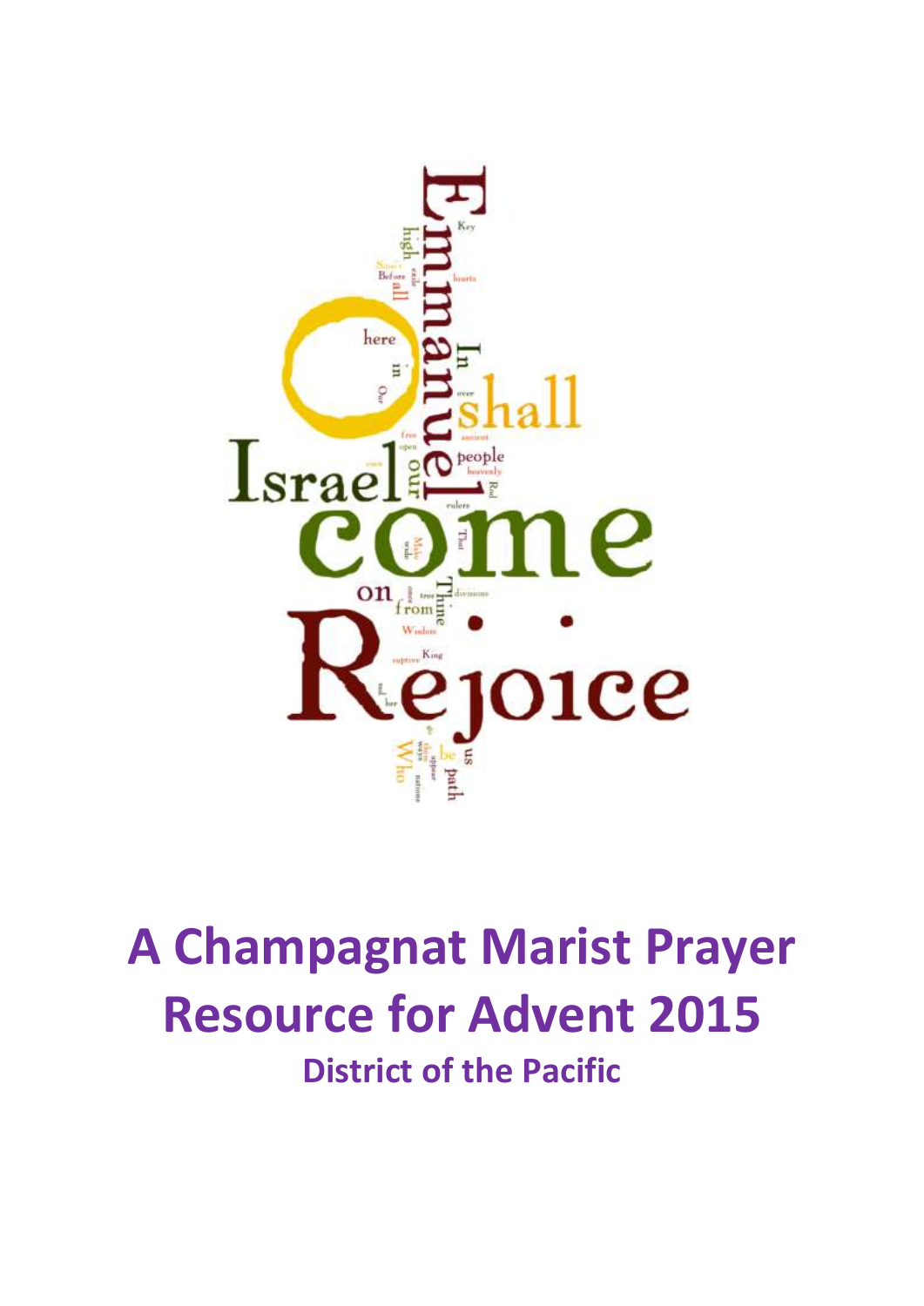# A Champagnat Marist Prayer Resource for Advent 2015

## District of the Pacific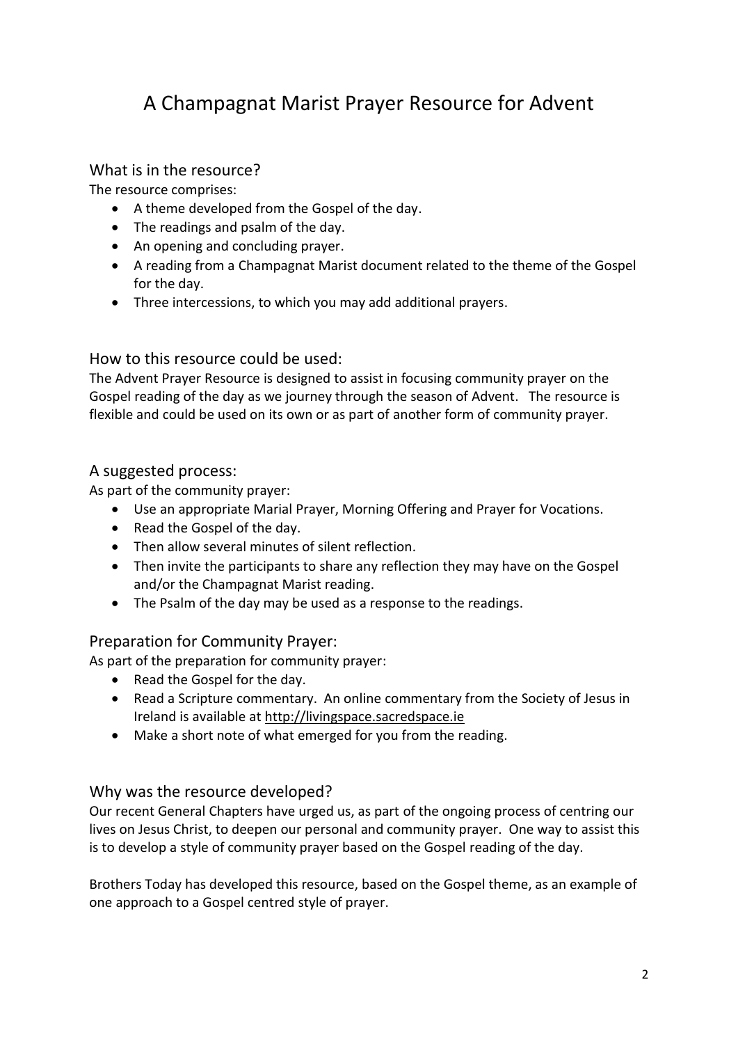# A Champagnat Marist Prayer Resource for Advent

## What is in the resource?

The resource comprises:

- A theme developed from the Gospel of the day.
- The readings and psalm of the day.
- An opening and concluding prayer.
- A reading from a Champagnat Marist document related to the theme of the Gospel for the day.
- Three intercessions, to which you may add additional prayers.

## How to this resource could be used:

The Advent Prayer Resource is designed to assist in focusing community prayer on the Gospel reading of the day as we journey through the season of Advent. The resource is flexible and could be used on its own or as part of another form of community prayer.

## A suggested process:

As part of the community prayer:

- Use an appropriate Marial Prayer, Morning Offering and Prayer for Vocations.
- Read the Gospel of the day.
- Then allow several minutes of silent reflection.
- Then invite the participants to share any reflection they may have on the Gospel and/or the Champagnat Marist reading.
- The Psalm of the day may be used as a response to the readings.

## Preparation for Community Prayer:

As part of the preparation for community prayer:

- Read the Gospel for the day.
- Read a Scripture commentary. An online commentary from the Society of Jesus in Ireland is available at http://livingspace.sacredspace.ie
- Make a short note of what emerged for you from the reading.

## Why was the resource developed?

Our recent General Chapters have urged us, as part of the ongoing process of centring our lives on Jesus Christ, to deepen our personal and community prayer. One way to assist this is to develop a style of community prayer based on the Gospel reading of the day.

Brothers Today has developed this resource, based on the Gospel theme, as an example of one approach to a Gospel centred style of prayer.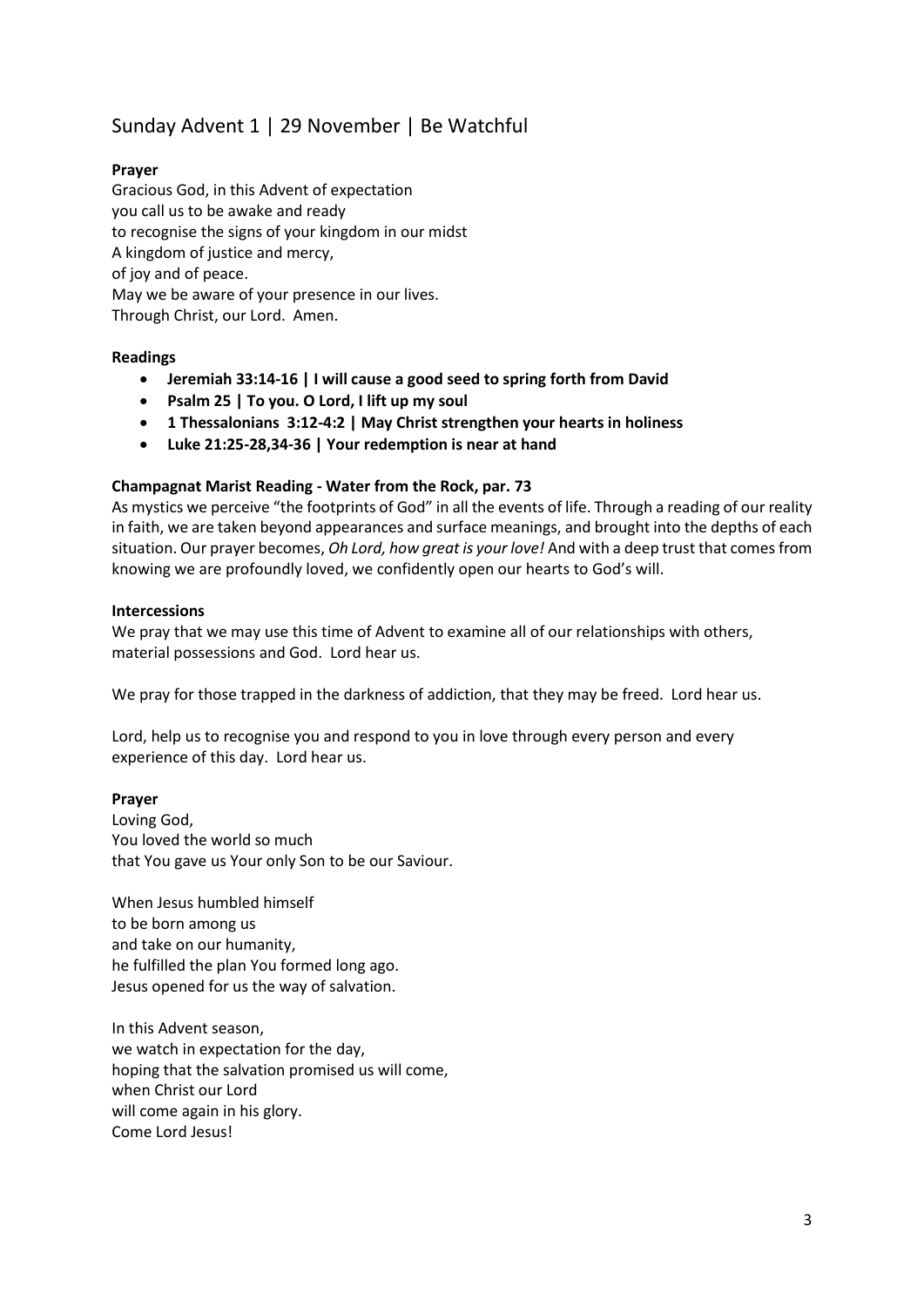## Sunday Advent 1 | 29 November | Be Watchful

**Prayer**

Gracious God, in this Advent of expectation
you call us to be awake and ready
to recognise the signs of your kingdom in our midst
A kingdom of justice and mercy,
of joy and of peace.
May we be aware of your presence in our lives.
Through Christ, our Lord. Amen.

**Readings**

- **Jeremiah 33:14-16 | I will cause a good seed to spring forth from David**
- **Psalm 25 | To you. O Lord, I lift up my soul**
- **1 Thessalonians 3:12-4:2 | May Christ strengthen your hearts in holiness**
- **Luke 21:25-28,34-36 | Your redemption is near at hand**

**Champagnat Marist Reading - Water from the Rock, par. 73**

As mystics we perceive "the footprints of God" in all the events of life. Through a reading of our reality in faith, we are taken beyond appearances and surface meanings, and brought into the depths of each situation. Our prayer becomes, *Oh Lord, how great is your love!* And with a deep trust that comes from knowing we are profoundly loved, we confidently open our hearts to God's will.

**Intercessions**

We pray that we may use this time of Advent to examine all of our relationships with others, material possessions and God. Lord hear us.

We pray for those trapped in the darkness of addiction, that they may be freed. Lord hear us.

Lord, help us to recognise you and respond to you in love through every person and every experience of this day. Lord hear us.

**Prayer**

Loving God,
You loved the world so much
that You gave us Your only Son to be our Saviour.

When Jesus humbled himself
to be born among us
and take on our humanity,
he fulfilled the plan You formed long ago.
Jesus opened for us the way of salvation.

In this Advent season,
we watch in expectation for the day,
hoping that the salvation promised us will come,
when Christ our Lord
will come again in his glory.
Come Lord Jesus!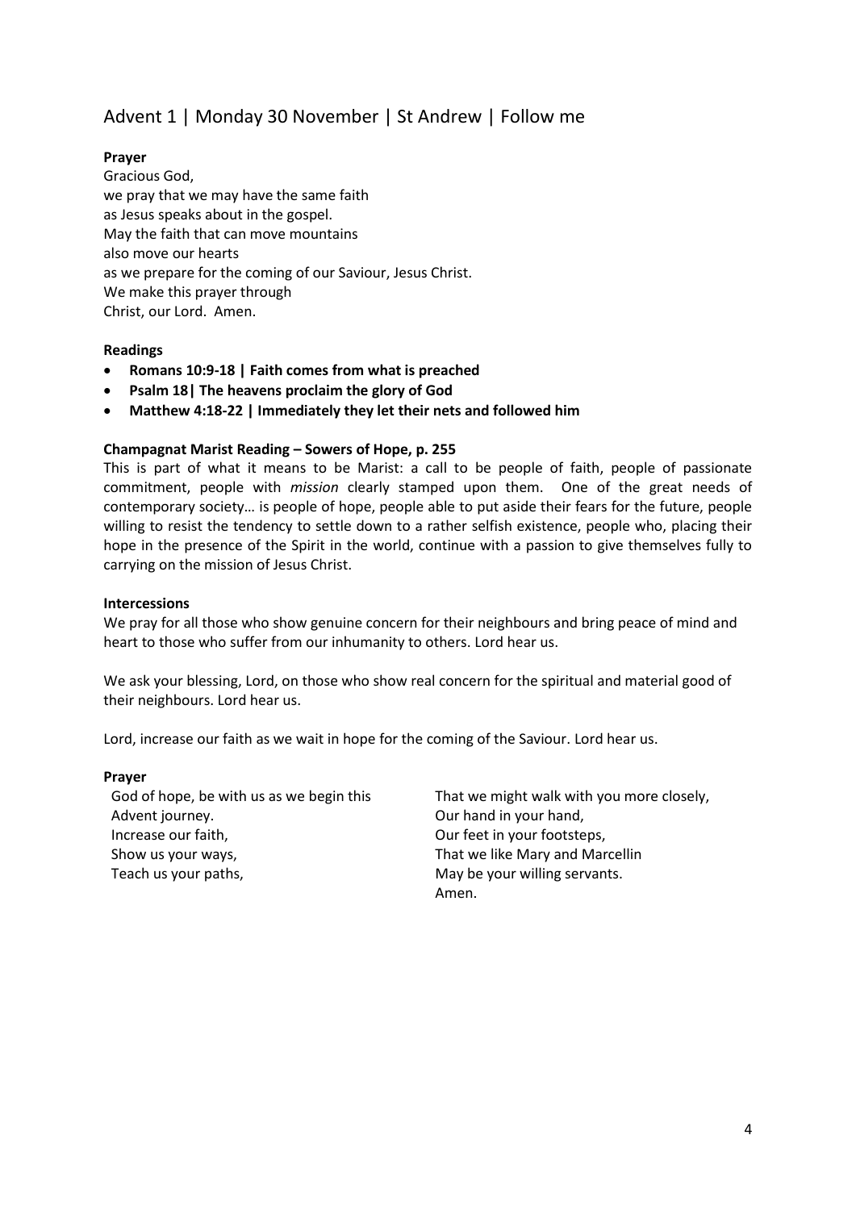## Advent 1 | Monday 30 November | St Andrew | Follow me

**Prayer**

Gracious God,
we pray that we may have the same faith
as Jesus speaks about in the gospel.
May the faith that can move mountains
also move our hearts
as we prepare for the coming of our Saviour, Jesus Christ.
We make this prayer through
Christ, our Lord. Amen.

**Readings**

- **Romans 10:9-18 | Faith comes from what is preached**
- **Psalm 18| The heavens proclaim the glory of God**
- **Matthew 4:18-22 | Immediately they let their nets and followed him**

**Champagnat Marist Reading – Sowers of Hope, p. 255**

This is part of what it means to be Marist: a call to be people of faith, people of passionate commitment, people with *mission* clearly stamped upon them. One of the great needs of contemporary society… is people of hope, people able to put aside their fears for the future, people willing to resist the tendency to settle down to a rather selfish existence, people who, placing their hope in the presence of the Spirit in the world, continue with a passion to give themselves fully to carrying on the mission of Jesus Christ.

**Intercessions**

We pray for all those who show genuine concern for their neighbours and bring peace of mind and heart to those who suffer from our inhumanity to others. Lord hear us.

We ask your blessing, Lord, on those who show real concern for the spiritual and material good of their neighbours. Lord hear us.

Lord, increase our faith as we wait in hope for the coming of the Saviour. Lord hear us.

**Prayer**

God of hope, be with us as we begin this
Advent journey.
Increase our faith,
Show us your ways,
Teach us your paths,
That we might walk with you more closely,
Our hand in your hand,
Our feet in your footsteps,
That we like Mary and Marcellin
May be your willing servants.
Amen.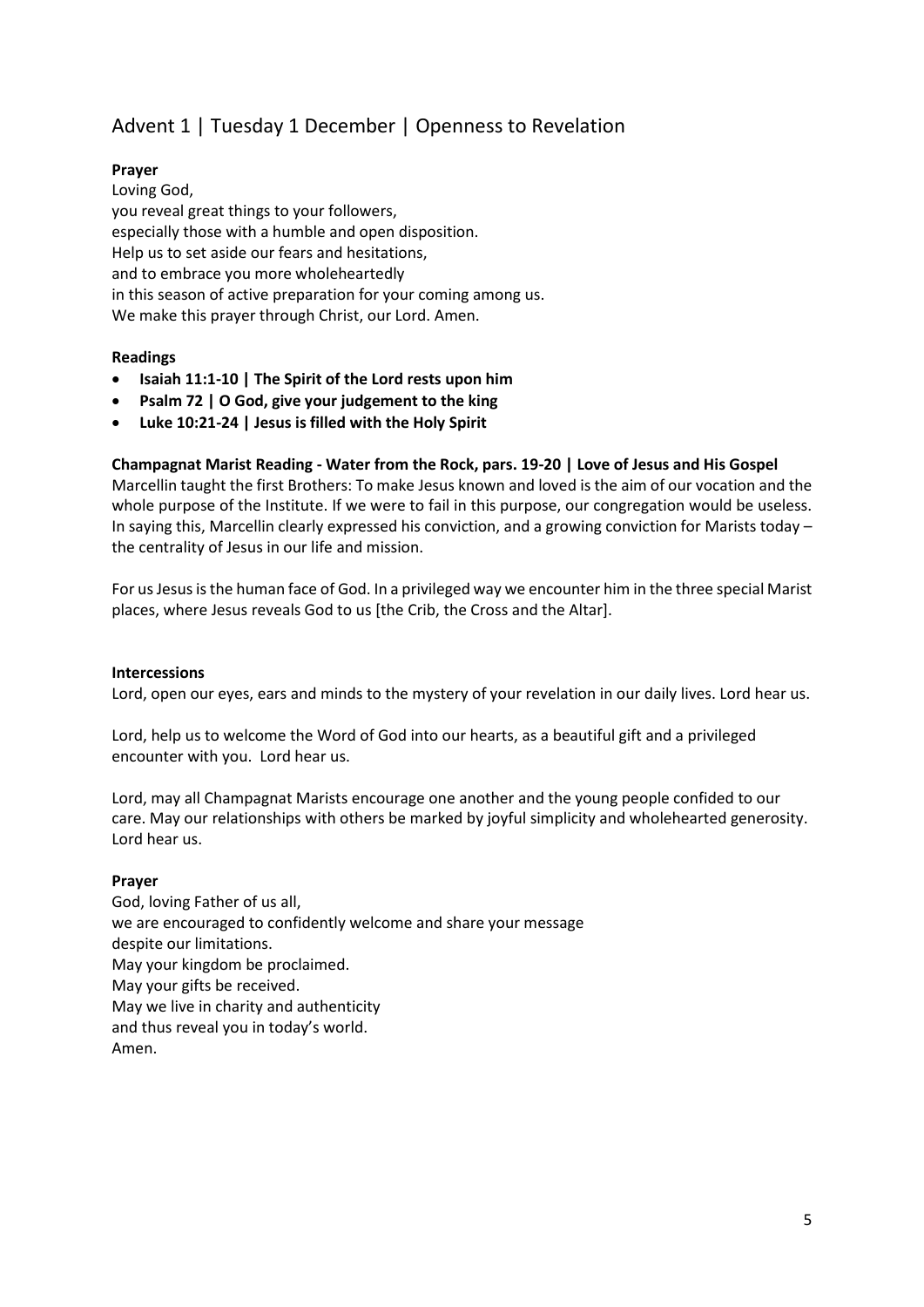## Advent 1 | Tuesday 1 December | Openness to Revelation

**Prayer**

Loving God,
you reveal great things to your followers,
especially those with a humble and open disposition.
Help us to set aside our fears and hesitations,
and to embrace you more wholeheartedly
in this season of active preparation for your coming among us.
We make this prayer through Christ, our Lord. Amen.

**Readings**

- **Isaiah 11:1-10 | The Spirit of the Lord rests upon him**
- **Psalm 72 | O God, give your judgement to the king**
- **Luke 10:21-24 | Jesus is filled with the Holy Spirit**

**Champagnat Marist Reading - Water from the Rock, pars. 19-20 | Love of Jesus and His Gospel**

Marcellin taught the first Brothers: To make Jesus known and loved is the aim of our vocation and the whole purpose of the Institute. If we were to fail in this purpose, our congregation would be useless. In saying this, Marcellin clearly expressed his conviction, and a growing conviction for Marists today – the centrality of Jesus in our life and mission.

For us Jesus is the human face of God. In a privileged way we encounter him in the three special Marist places, where Jesus reveals God to us [the Crib, the Cross and the Altar].

**Intercessions**

Lord, open our eyes, ears and minds to the mystery of your revelation in our daily lives. Lord hear us.

Lord, help us to welcome the Word of God into our hearts, as a beautiful gift and a privileged encounter with you. Lord hear us.

Lord, may all Champagnat Marists encourage one another and the young people confided to our care. May our relationships with others be marked by joyful simplicity and wholehearted generosity. Lord hear us.

**Prayer**

God, loving Father of us all,
we are encouraged to confidently welcome and share your message
despite our limitations.
May your kingdom be proclaimed.
May your gifts be received.
May we live in charity and authenticity
and thus reveal you in today's world.
Amen.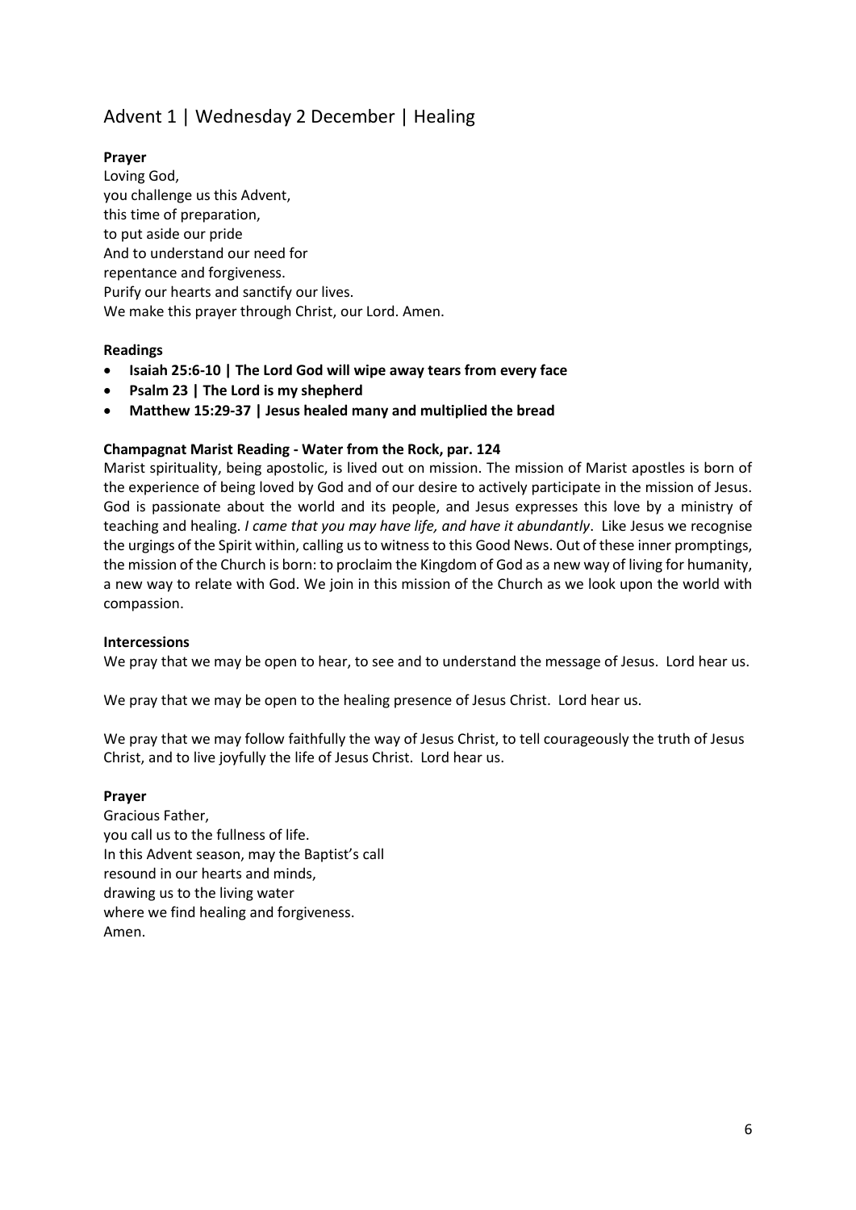## Advent 1 | Wednesday 2 December | Healing

**Prayer**

Loving God,
you challenge us this Advent,
this time of preparation,
to put aside our pride
And to understand our need for
repentance and forgiveness.
Purify our hearts and sanctify our lives.
We make this prayer through Christ, our Lord. Amen.

**Readings**

- **Isaiah 25:6-10 | The Lord God will wipe away tears from every face**
- **Psalm 23 | The Lord is my shepherd**
- **Matthew 15:29-37 | Jesus healed many and multiplied the bread**

**Champagnat Marist Reading - Water from the Rock, par. 124**

Marist spirituality, being apostolic, is lived out on mission. The mission of Marist apostles is born of the experience of being loved by God and of our desire to actively participate in the mission of Jesus. God is passionate about the world and its people, and Jesus expresses this love by a ministry of teaching and healing. *I came that you may have life, and have it abundantly*. Like Jesus we recognise the urgings of the Spirit within, calling us to witness to this Good News. Out of these inner promptings, the mission of the Church is born: to proclaim the Kingdom of God as a new way of living for humanity, a new way to relate with God. We join in this mission of the Church as we look upon the world with compassion.

**Intercessions**

We pray that we may be open to hear, to see and to understand the message of Jesus. Lord hear us.

We pray that we may be open to the healing presence of Jesus Christ. Lord hear us.

We pray that we may follow faithfully the way of Jesus Christ, to tell courageously the truth of Jesus Christ, and to live joyfully the life of Jesus Christ. Lord hear us.

**Prayer**

Gracious Father,
you call us to the fullness of life.
In this Advent season, may the Baptist's call
resound in our hearts and minds,
drawing us to the living water
where we find healing and forgiveness.
Amen.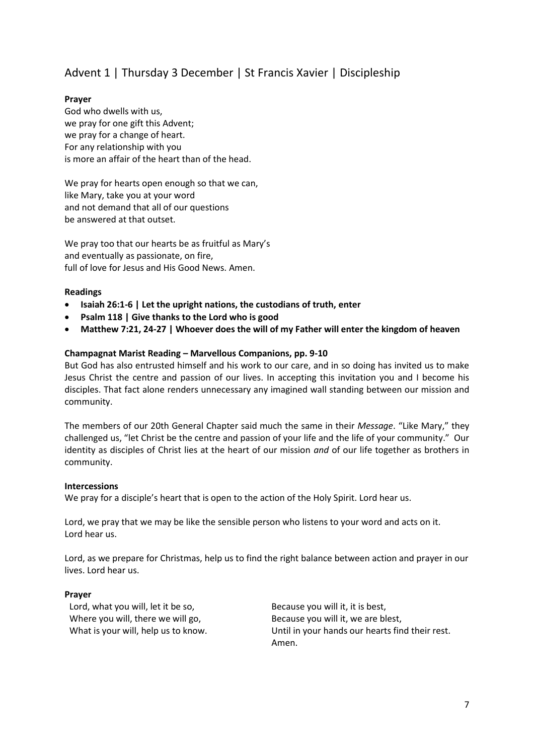## Advent 1 | Thursday 3 December | St Francis Xavier | Discipleship

**Prayer**

God who dwells with us,
we pray for one gift this Advent;
we pray for a change of heart.
For any relationship with you
is more an affair of the heart than of the head.

We pray for hearts open enough so that we can,
like Mary, take you at your word
and not demand that all of our questions
be answered at that outset.

We pray too that our hearts be as fruitful as Mary's
and eventually as passionate, on fire,
full of love for Jesus and His Good News. Amen.

**Readings**

- **Isaiah 26:1-6 | Let the upright nations, the custodians of truth, enter**
- **Psalm 118 | Give thanks to the Lord who is good**
- **Matthew 7:21, 24-27 | Whoever does the will of my Father will enter the kingdom of heaven**

**Champagnat Marist Reading – Marvellous Companions, pp. 9-10**

But God has also entrusted himself and his work to our care, and in so doing has invited us to make Jesus Christ the centre and passion of our lives. In accepting this invitation you and I become his disciples. That fact alone renders unnecessary any imagined wall standing between our mission and community.

The members of our 20th General Chapter said much the same in their *Message*. "Like Mary," they challenged us, "let Christ be the centre and passion of your life and the life of your community." Our identity as disciples of Christ lies at the heart of our mission *and* of our life together as brothers in community.

**Intercessions**

We pray for a disciple's heart that is open to the action of the Holy Spirit. Lord hear us.

Lord, we pray that we may be like the sensible person who listens to your word and acts on it.
Lord hear us.

Lord, as we prepare for Christmas, help us to find the right balance between action and prayer in our lives. Lord hear us.

**Prayer**

Lord, what you will, let it be so,
Where you will, there we will go,
What is your will, help us to know.

Because you will it, it is best,
Because you will it, we are blest,
Until in your hands our hearts find their rest.
Amen.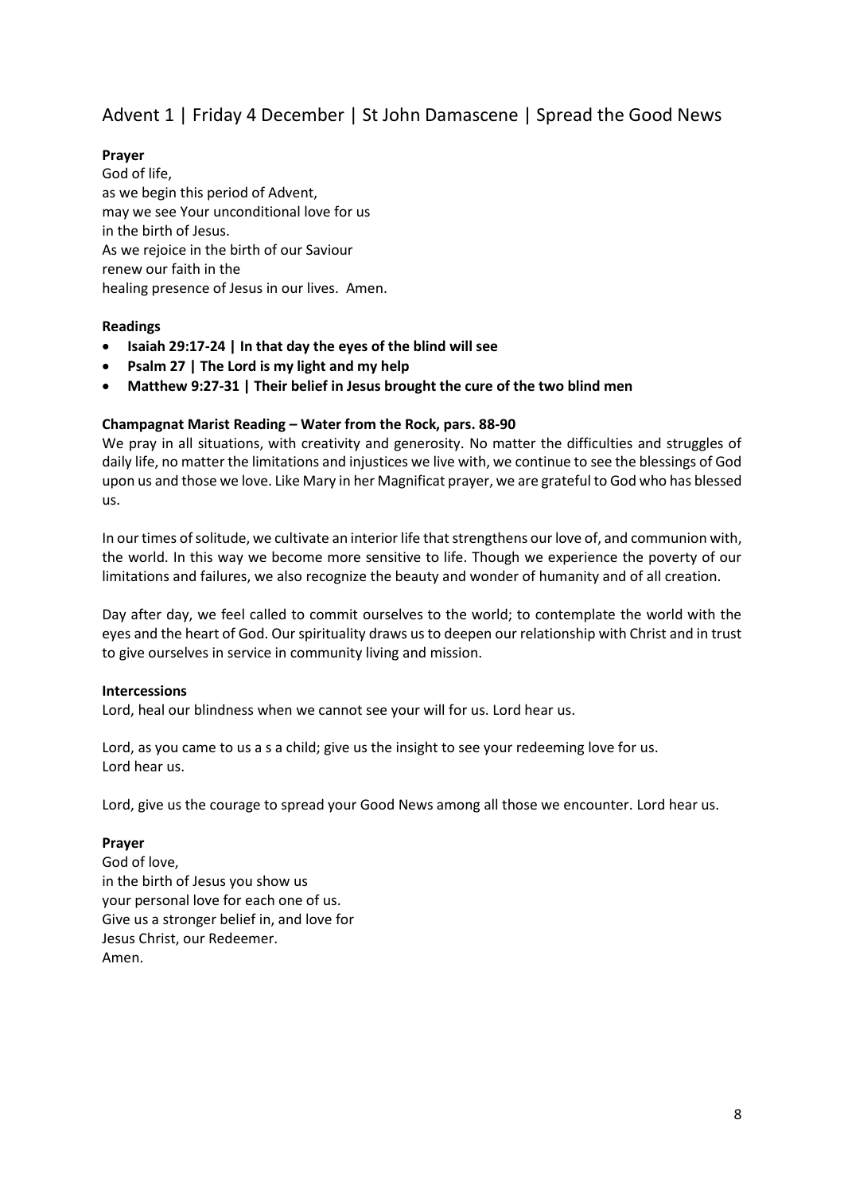## Advent 1 | Friday 4 December | St John Damascene | Spread the Good News

**Prayer**

God of life,
as we begin this period of Advent,
may we see Your unconditional love for us
in the birth of Jesus.
As we rejoice in the birth of our Saviour
renew our faith in the
healing presence of Jesus in our lives. Amen.

**Readings**

- **Isaiah 29:17-24 | In that day the eyes of the blind will see**
- **Psalm 27 | The Lord is my light and my help**
- **Matthew 9:27-31 | Their belief in Jesus brought the cure of the two blind men**

**Champagnat Marist Reading – Water from the Rock, pars. 88-90**

We pray in all situations, with creativity and generosity. No matter the difficulties and struggles of daily life, no matter the limitations and injustices we live with, we continue to see the blessings of God upon us and those we love. Like Mary in her Magnificat prayer, we are grateful to God who has blessed us.

In our times of solitude, we cultivate an interior life that strengthens our love of, and communion with, the world. In this way we become more sensitive to life. Though we experience the poverty of our limitations and failures, we also recognize the beauty and wonder of humanity and of all creation.

Day after day, we feel called to commit ourselves to the world; to contemplate the world with the eyes and the heart of God. Our spirituality draws us to deepen our relationship with Christ and in trust to give ourselves in service in community living and mission.

**Intercessions**

Lord, heal our blindness when we cannot see your will for us. Lord hear us.

Lord, as you came to us a s a child; give us the insight to see your redeeming love for us.
Lord hear us.

Lord, give us the courage to spread your Good News among all those we encounter. Lord hear us.

**Prayer**

God of love,
in the birth of Jesus you show us
your personal love for each one of us.
Give us a stronger belief in, and love for
Jesus Christ, our Redeemer.
Amen.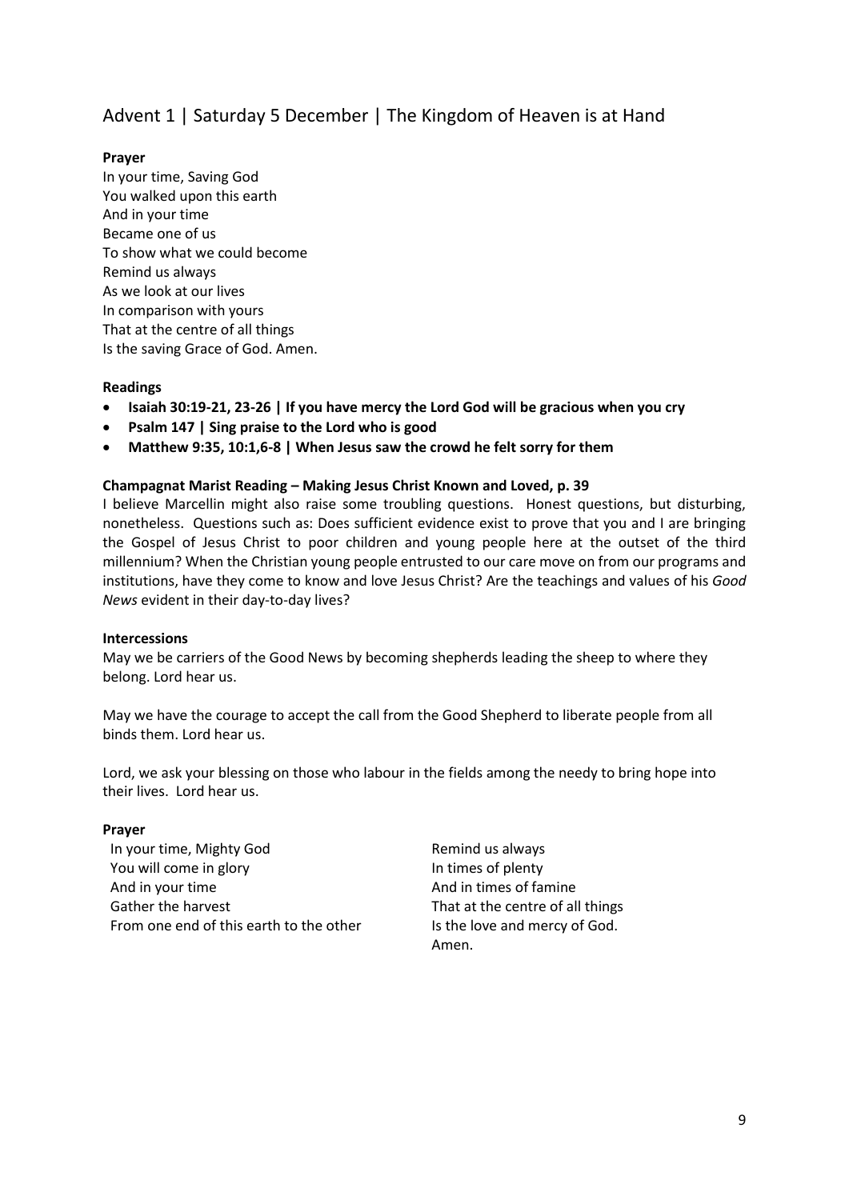## Advent 1 | Saturday 5 December | The Kingdom of Heaven is at Hand

**Prayer**

In your time, Saving God
You walked upon this earth
And in your time
Became one of us
To show what we could become
Remind us always
As we look at our lives
In comparison with yours
That at the centre of all things
Is the saving Grace of God. Amen.

**Readings**

- **Isaiah 30:19-21, 23-26 | If you have mercy the Lord God will be gracious when you cry**
- **Psalm 147 | Sing praise to the Lord who is good**
- **Matthew 9:35, 10:1,6-8 | When Jesus saw the crowd he felt sorry for them**

**Champagnat Marist Reading – Making Jesus Christ Known and Loved, p. 39**

I believe Marcellin might also raise some troubling questions. Honest questions, but disturbing, nonetheless. Questions such as: Does sufficient evidence exist to prove that you and I are bringing the Gospel of Jesus Christ to poor children and young people here at the outset of the third millennium? When the Christian young people entrusted to our care move on from our programs and institutions, have they come to know and love Jesus Christ? Are the teachings and values of his *Good News* evident in their day-to-day lives?

**Intercessions**

May we be carriers of the Good News by becoming shepherds leading the sheep to where they belong. Lord hear us.

May we have the courage to accept the call from the Good Shepherd to liberate people from all binds them. Lord hear us.

Lord, we ask your blessing on those who labour in the fields among the needy to bring hope into their lives. Lord hear us.

**Prayer**

In your time, Mighty God
You will come in glory
And in your time
Gather the harvest
From one end of this earth to the other
Remind us always
In times of plenty
And in times of famine
That at the centre of all things
Is the love and mercy of God.
Amen.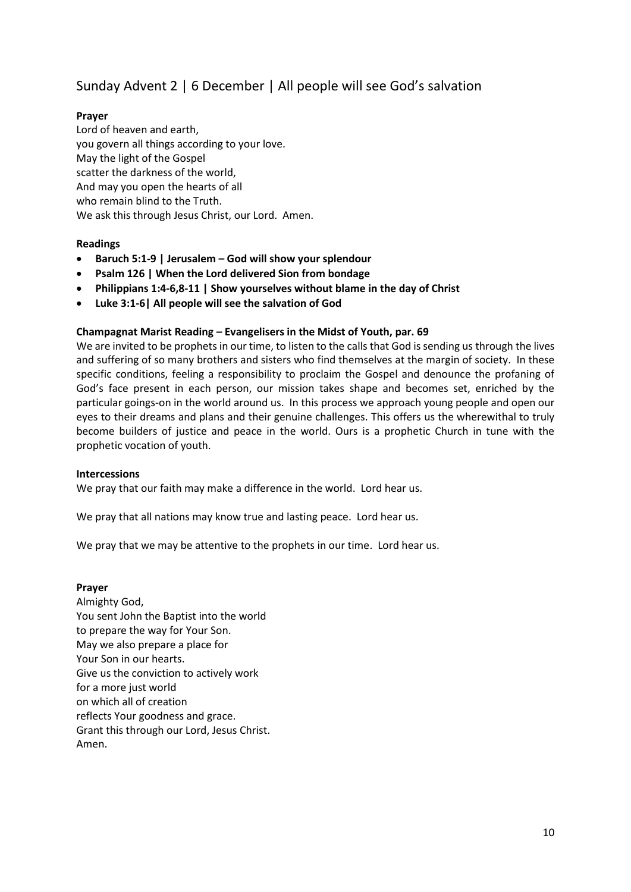## Sunday Advent 2 | 6 December | All people will see God's salvation

**Prayer**

Lord of heaven and earth,
you govern all things according to your love.
May the light of the Gospel
scatter the darkness of the world,
And may you open the hearts of all
who remain blind to the Truth.
We ask this through Jesus Christ, our Lord. Amen.

**Readings**

- **Baruch 5:1-9 | Jerusalem – God will show your splendour**
- **Psalm 126 | When the Lord delivered Sion from bondage**
- **Philippians 1:4-6,8-11 | Show yourselves without blame in the day of Christ**
- **Luke 3:1-6| All people will see the salvation of God**

**Champagnat Marist Reading – Evangelisers in the Midst of Youth, par. 69**

We are invited to be prophets in our time, to listen to the calls that God is sending us through the lives and suffering of so many brothers and sisters who find themselves at the margin of society. In these specific conditions, feeling a responsibility to proclaim the Gospel and denounce the profaning of God's face present in each person, our mission takes shape and becomes set, enriched by the particular goings-on in the world around us. In this process we approach young people and open our eyes to their dreams and plans and their genuine challenges. This offers us the wherewithal to truly become builders of justice and peace in the world. Ours is a prophetic Church in tune with the prophetic vocation of youth.

**Intercessions**

We pray that our faith may make a difference in the world. Lord hear us.

We pray that all nations may know true and lasting peace. Lord hear us.

We pray that we may be attentive to the prophets in our time. Lord hear us.

**Prayer**

Almighty God,
You sent John the Baptist into the world
to prepare the way for Your Son.
May we also prepare a place for
Your Son in our hearts.
Give us the conviction to actively work
for a more just world
on which all of creation
reflects Your goodness and grace.
Grant this through our Lord, Jesus Christ.
Amen.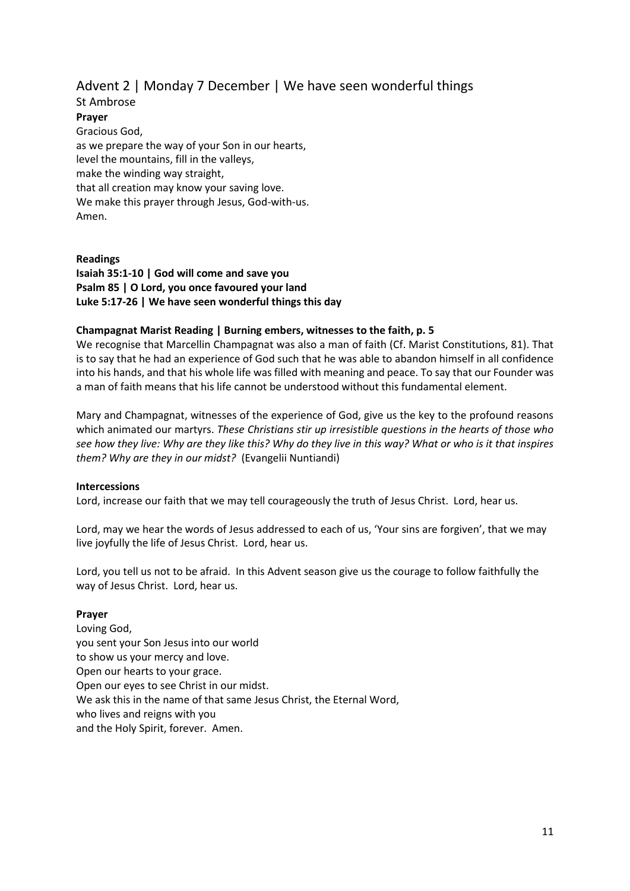## Advent 2 | Monday 7 December | We have seen wonderful things

St Ambrose

**Prayer**

Gracious God,
as we prepare the way of your Son in our hearts,
level the mountains, fill in the valleys,
make the winding way straight,
that all creation may know your saving love.
We make this prayer through Jesus, God-with-us.
Amen.

**Readings**

**Isaiah 35:1-10 | God will come and save you**
**Psalm 85 | O Lord, you once favoured your land**
**Luke 5:17-26 | We have seen wonderful things this day**

**Champagnat Marist Reading | Burning embers, witnesses to the faith, p. 5**

We recognise that Marcellin Champagnat was also a man of faith (Cf. Marist Constitutions, 81). That is to say that he had an experience of God such that he was able to abandon himself in all confidence into his hands, and that his whole life was filled with meaning and peace. To say that our Founder was a man of faith means that his life cannot be understood without this fundamental element.

Mary and Champagnat, witnesses of the experience of God, give us the key to the profound reasons which animated our martyrs. *These Christians stir up irresistible questions in the hearts of those who see how they live: Why are they like this? Why do they live in this way? What or who is it that inspires them? Why are they in our midst?* (Evangelii Nuntiandi)

**Intercessions**

Lord, increase our faith that we may tell courageously the truth of Jesus Christ. Lord, hear us.

Lord, may we hear the words of Jesus addressed to each of us, 'Your sins are forgiven', that we may live joyfully the life of Jesus Christ. Lord, hear us.

Lord, you tell us not to be afraid. In this Advent season give us the courage to follow faithfully the way of Jesus Christ. Lord, hear us.

**Prayer**

Loving God,
you sent your Son Jesus into our world
to show us your mercy and love.
Open our hearts to your grace.
Open our eyes to see Christ in our midst.
We ask this in the name of that same Jesus Christ, the Eternal Word,
who lives and reigns with you
and the Holy Spirit, forever. Amen.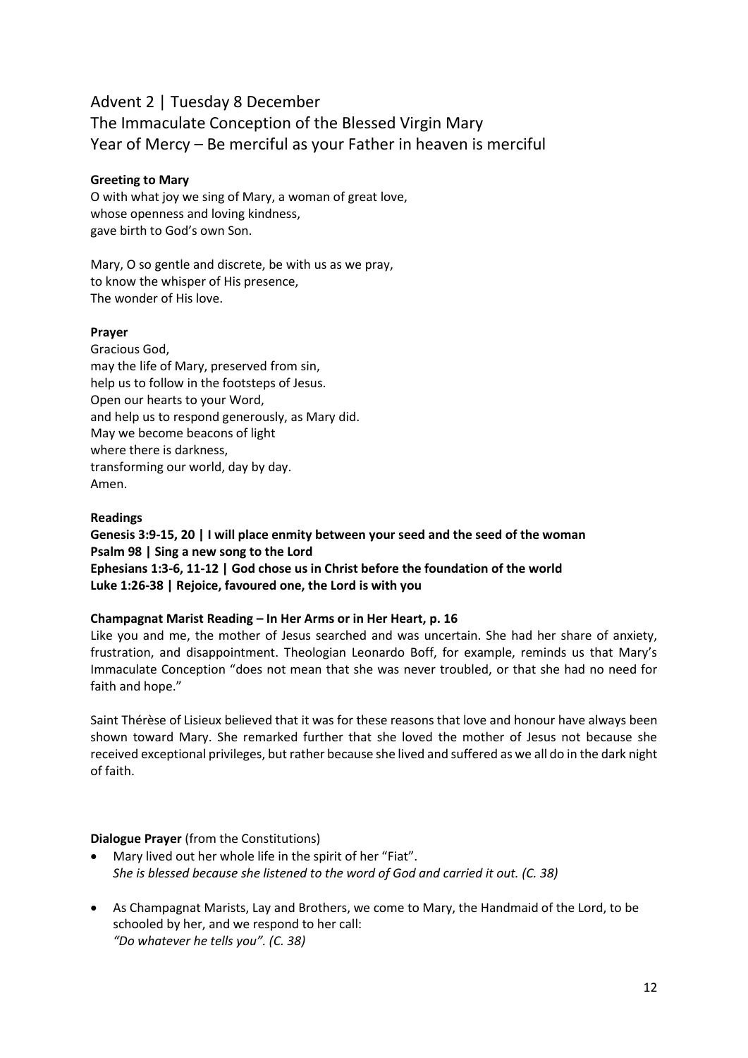## Advent 2 | Tuesday 8 December
## The Immaculate Conception of the Blessed Virgin Mary
## Year of Mercy – Be merciful as your Father in heaven is merciful

**Greeting to Mary**

O with what joy we sing of Mary, a woman of great love,
whose openness and loving kindness,
gave birth to God's own Son.

Mary, O so gentle and discrete, be with us as we pray,
to know the whisper of His presence,
The wonder of His love.

**Prayer**

Gracious God,
may the life of Mary, preserved from sin,
help us to follow in the footsteps of Jesus.
Open our hearts to your Word,
and help us to respond generously, as Mary did.
May we become beacons of light
where there is darkness,
transforming our world, day by day.
Amen.

**Readings**

**Genesis 3:9-15, 20 | I will place enmity between your seed and the seed of the woman**
**Psalm 98 | Sing a new song to the Lord**
**Ephesians 1:3-6, 11-12 | God chose us in Christ before the foundation of the world**
**Luke 1:26-38 | Rejoice, favoured one, the Lord is with you**

**Champagnat Marist Reading – In Her Arms or in Her Heart, p. 16**

Like you and me, the mother of Jesus searched and was uncertain. She had her share of anxiety, frustration, and disappointment. Theologian Leonardo Boff, for example, reminds us that Mary's Immaculate Conception "does not mean that she was never troubled, or that she had no need for faith and hope."

Saint Thérèse of Lisieux believed that it was for these reasons that love and honour have always been shown toward Mary. She remarked further that she loved the mother of Jesus not because she received exceptional privileges, but rather because she lived and suffered as we all do in the dark night of faith.

**Dialogue Prayer** (from the Constitutions)

- Mary lived out her whole life in the spirit of her "Fiat".
  *She is blessed because she listened to the word of God and carried it out. (C. 38)*

- As Champagnat Marists, Lay and Brothers, we come to Mary, the Handmaid of the Lord, to be schooled by her, and we respond to her call:
  *"Do whatever he tells you". (C. 38)*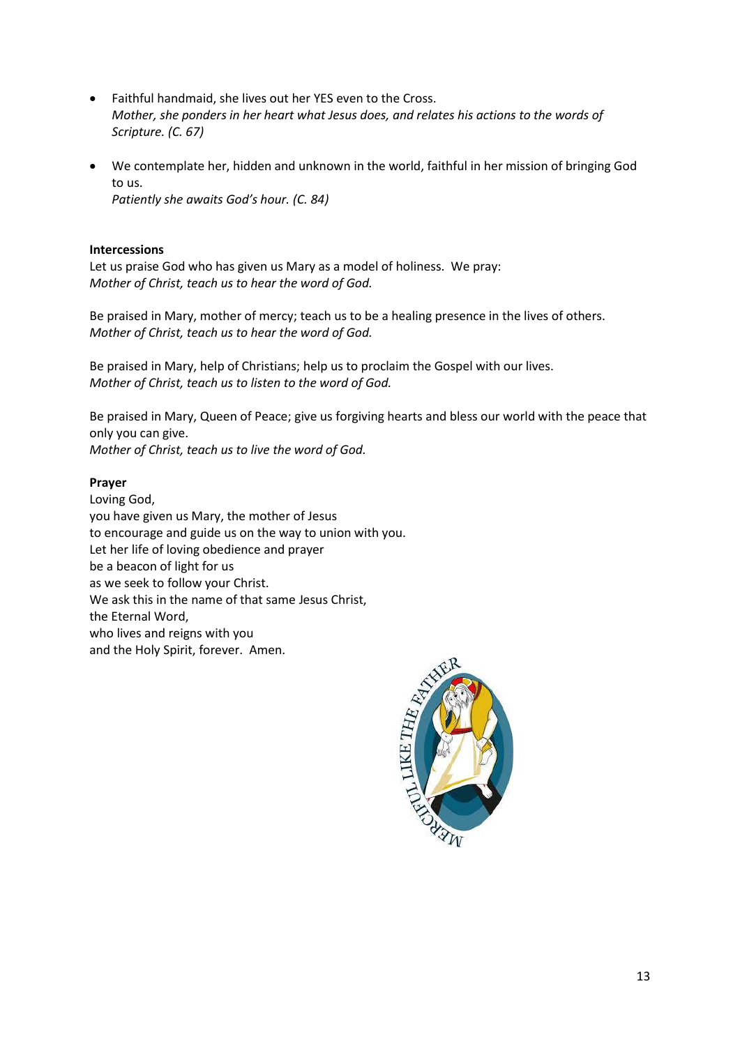- Faithful handmaid, she lives out her YES even to the Cross.
  *Mother, she ponders in her heart what Jesus does, and relates his actions to the words of Scripture. (C. 67)*

- We contemplate her, hidden and unknown in the world, faithful in her mission of bringing God to us.
  *Patiently she awaits God's hour. (C. 84)*

**Intercessions**

Let us praise God who has given us Mary as a model of holiness. We pray:
*Mother of Christ, teach us to hear the word of God.*

Be praised in Mary, mother of mercy; teach us to be a healing presence in the lives of others.
*Mother of Christ, teach us to hear the word of God.*

Be praised in Mary, help of Christians; help us to proclaim the Gospel with our lives.
*Mother of Christ, teach us to listen to the word of God.*

Be praised in Mary, Queen of Peace; give us forgiving hearts and bless our world with the peace that only you can give.
*Mother of Christ, teach us to live the word of God.*

**Prayer**

Loving God,
you have given us Mary, the mother of Jesus
to encourage and guide us on the way to union with you.
Let her life of loving obedience and prayer
be a beacon of light for us
as we seek to follow your Christ.
We ask this in the name of that same Jesus Christ,
the Eternal Word,
who lives and reigns with you
and the Holy Spirit, forever. Amen.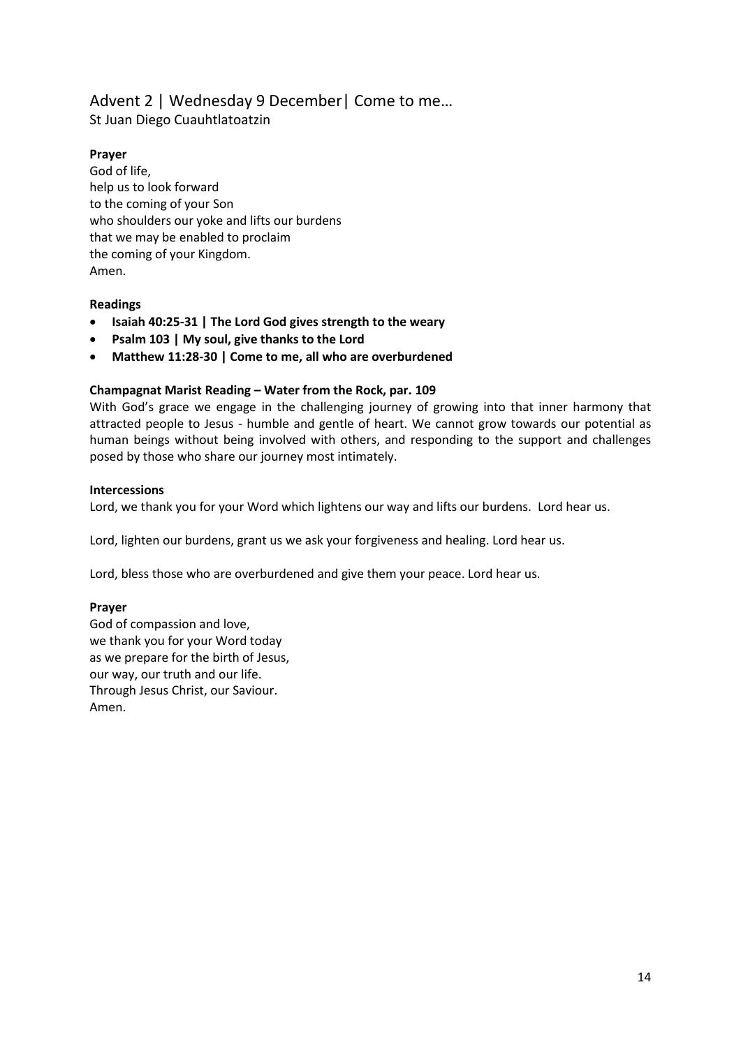## Advent 2 | Wednesday 9 December| Come to me…

St Juan Diego Cuauhtlatoatzin

**Prayer**

God of life,
help us to look forward
to the coming of your Son
who shoulders our yoke and lifts our burdens
that we may be enabled to proclaim
the coming of your Kingdom.
Amen.

**Readings**

- **Isaiah 40:25-31 | The Lord God gives strength to the weary**
- **Psalm 103 | My soul, give thanks to the Lord**
- **Matthew 11:28-30 | Come to me, all who are overburdened**

**Champagnat Marist Reading – Water from the Rock, par. 109**

With God's grace we engage in the challenging journey of growing into that inner harmony that attracted people to Jesus - humble and gentle of heart. We cannot grow towards our potential as human beings without being involved with others, and responding to the support and challenges posed by those who share our journey most intimately.

**Intercessions**

Lord, we thank you for your Word which lightens our way and lifts our burdens. Lord hear us.

Lord, lighten our burdens, grant us we ask your forgiveness and healing. Lord hear us.

Lord, bless those who are overburdened and give them your peace. Lord hear us.

**Prayer**

God of compassion and love,
we thank you for your Word today
as we prepare for the birth of Jesus,
our way, our truth and our life.
Through Jesus Christ, our Saviour.
Amen.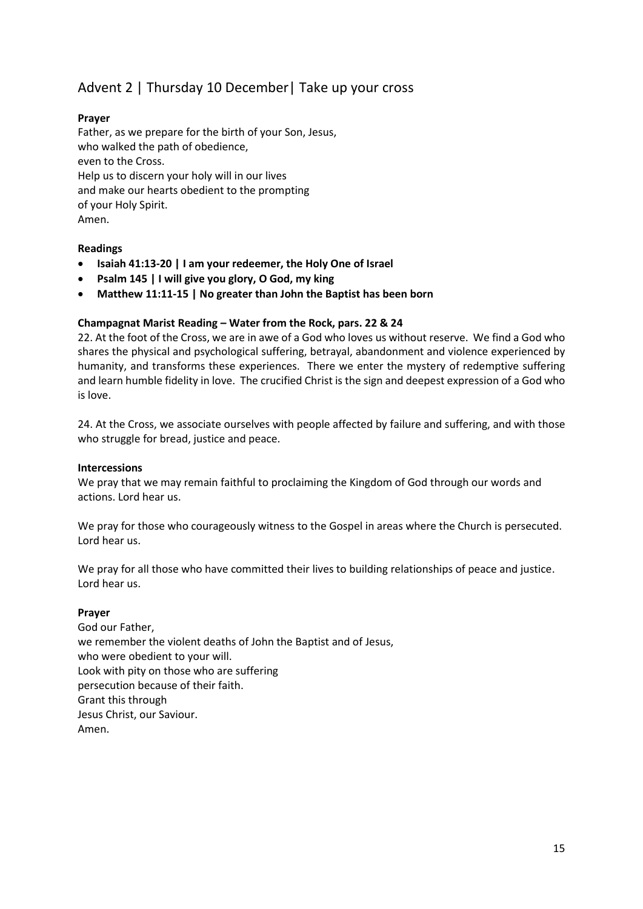## Advent 2 | Thursday 10 December| Take up your cross

**Prayer**

Father, as we prepare for the birth of your Son, Jesus,
who walked the path of obedience,
even to the Cross.
Help us to discern your holy will in our lives
and make our hearts obedient to the prompting
of your Holy Spirit.
Amen.

**Readings**

- **Isaiah 41:13-20 | I am your redeemer, the Holy One of Israel**
- **Psalm 145 | I will give you glory, O God, my king**
- **Matthew 11:11-15 | No greater than John the Baptist has been born**

**Champagnat Marist Reading – Water from the Rock, pars. 22 & 24**

22. At the foot of the Cross, we are in awe of a God who loves us without reserve. We find a God who shares the physical and psychological suffering, betrayal, abandonment and violence experienced by humanity, and transforms these experiences. There we enter the mystery of redemptive suffering and learn humble fidelity in love. The crucified Christ is the sign and deepest expression of a God who is love.

24. At the Cross, we associate ourselves with people affected by failure and suffering, and with those who struggle for bread, justice and peace.

**Intercessions**

We pray that we may remain faithful to proclaiming the Kingdom of God through our words and actions. Lord hear us.

We pray for those who courageously witness to the Gospel in areas where the Church is persecuted. Lord hear us.

We pray for all those who have committed their lives to building relationships of peace and justice. Lord hear us.

**Prayer**

God our Father,
we remember the violent deaths of John the Baptist and of Jesus,
who were obedient to your will.
Look with pity on those who are suffering
persecution because of their faith.
Grant this through
Jesus Christ, our Saviour.
Amen.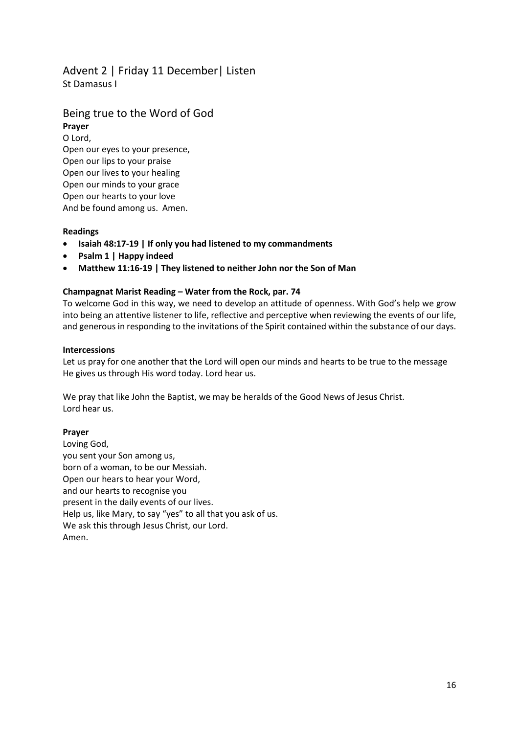## Advent 2 | Friday 11 December| Listen

St Damasus I

## Being true to the Word of God

**Prayer**

O Lord,
Open our eyes to your presence,
Open our lips to your praise
Open our lives to your healing
Open our minds to your grace
Open our hearts to your love
And be found among us. Amen.

**Readings**

- **Isaiah 48:17-19 | If only you had listened to my commandments**
- **Psalm 1 | Happy indeed**
- **Matthew 11:16-19 | They listened to neither John nor the Son of Man**

**Champagnat Marist Reading – Water from the Rock, par. 74**

To welcome God in this way, we need to develop an attitude of openness. With God's help we grow into being an attentive listener to life, reflective and perceptive when reviewing the events of our life, and generous in responding to the invitations of the Spirit contained within the substance of our days.

**Intercessions**

Let us pray for one another that the Lord will open our minds and hearts to be true to the message He gives us through His word today. Lord hear us.

We pray that like John the Baptist, we may be heralds of the Good News of Jesus Christ.
Lord hear us.

**Prayer**

Loving God,
you sent your Son among us,
born of a woman, to be our Messiah.
Open our hears to hear your Word,
and our hearts to recognise you
present in the daily events of our lives.
Help us, like Mary, to say "yes" to all that you ask of us.
We ask this through Jesus Christ, our Lord.
Amen.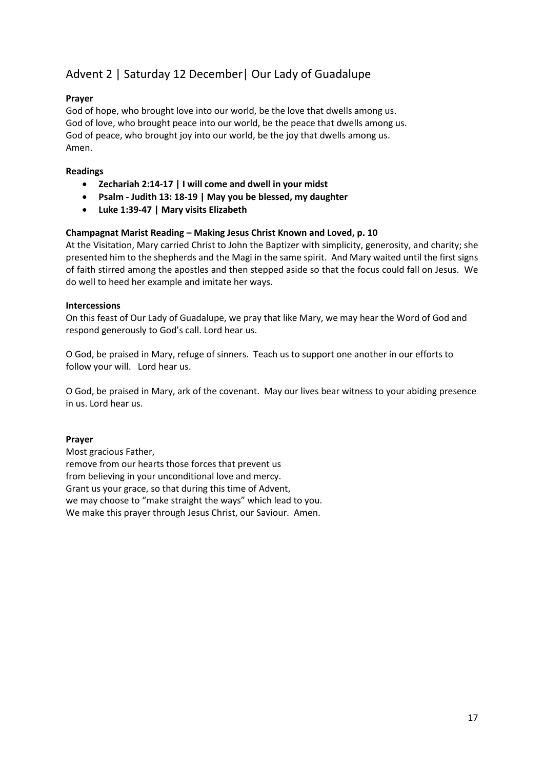## Advent 2 | Saturday 12 December| Our Lady of Guadalupe

**Prayer**

God of hope, who brought love into our world, be the love that dwells among us.
God of love, who brought peace into our world, be the peace that dwells among us.
God of peace, who brought joy into our world, be the joy that dwells among us.
Amen.

**Readings**

- **Zechariah 2:14-17 | I will come and dwell in your midst**
- **Psalm - Judith 13: 18-19 | May you be blessed, my daughter**
- **Luke 1:39-47 | Mary visits Elizabeth**

**Champagnat Marist Reading – Making Jesus Christ Known and Loved, p. 10**

At the Visitation, Mary carried Christ to John the Baptizer with simplicity, generosity, and charity; she presented him to the shepherds and the Magi in the same spirit. And Mary waited until the first signs of faith stirred among the apostles and then stepped aside so that the focus could fall on Jesus. We do well to heed her example and imitate her ways.

**Intercessions**

On this feast of Our Lady of Guadalupe, we pray that like Mary, we may hear the Word of God and respond generously to God's call. Lord hear us.

O God, be praised in Mary, refuge of sinners. Teach us to support one another in our efforts to follow your will. Lord hear us.

O God, be praised in Mary, ark of the covenant. May our lives bear witness to your abiding presence in us. Lord hear us.

**Prayer**

Most gracious Father,
remove from our hearts those forces that prevent us
from believing in your unconditional love and mercy.
Grant us your grace, so that during this time of Advent,
we may choose to "make straight the ways" which lead to you.
We make this prayer through Jesus Christ, our Saviour. Amen.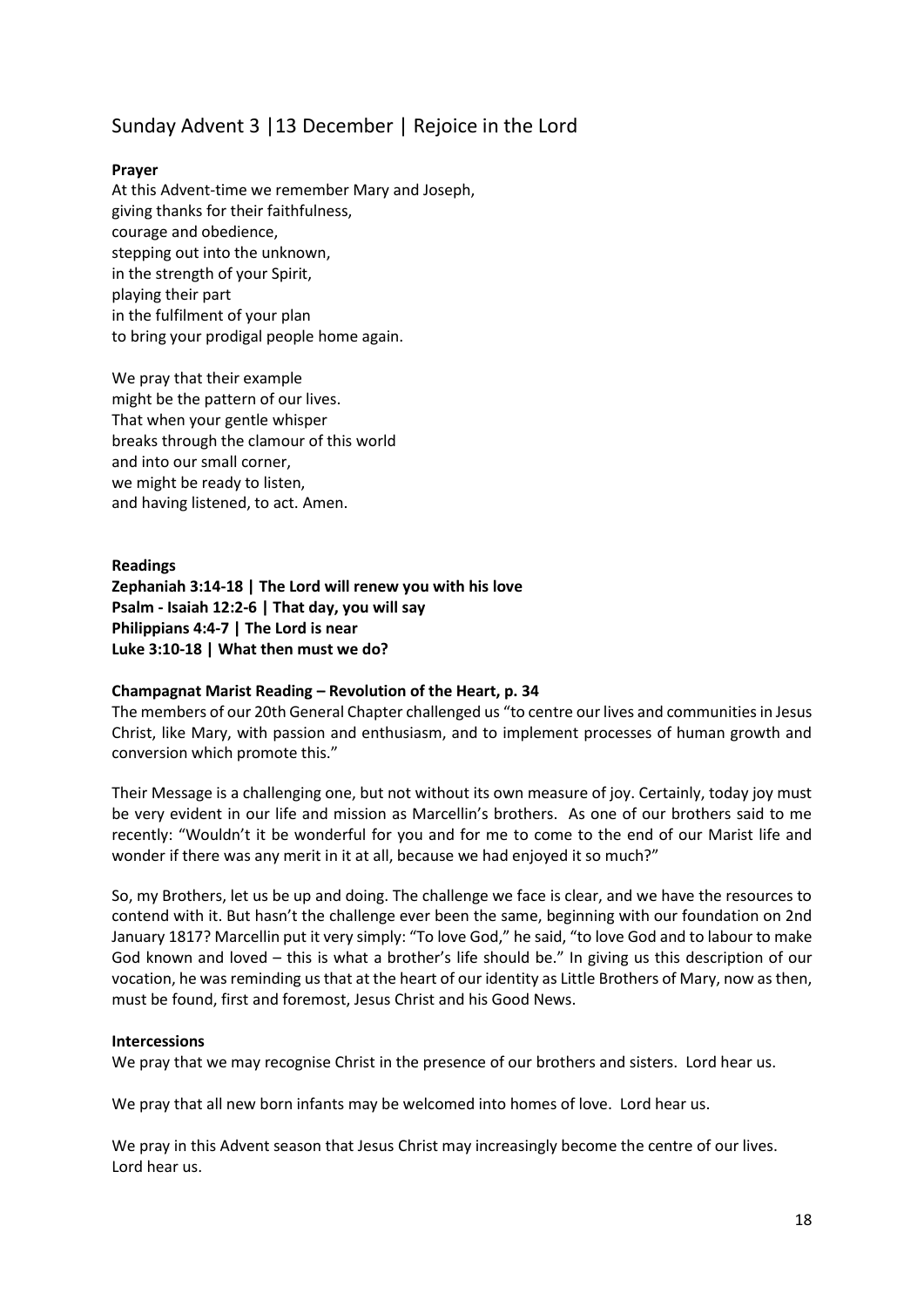## Sunday Advent 3 |13 December | Rejoice in the Lord

**Prayer**

At this Advent-time we remember Mary and Joseph,
giving thanks for their faithfulness,
courage and obedience,
stepping out into the unknown,
in the strength of your Spirit,
playing their part
in the fulfilment of your plan
to bring your prodigal people home again.

We pray that their example
might be the pattern of our lives.
That when your gentle whisper
breaks through the clamour of this world
and into our small corner,
we might be ready to listen,
and having listened, to act. Amen.

**Readings**

**Zephaniah 3:14-18 | The Lord will renew you with his love**
**Psalm - Isaiah 12:2-6 | That day, you will say**
**Philippians 4:4-7 | The Lord is near**
**Luke 3:10-18 | What then must we do?**

**Champagnat Marist Reading – Revolution of the Heart, p. 34**

The members of our 20th General Chapter challenged us "to centre our lives and communities in Jesus Christ, like Mary, with passion and enthusiasm, and to implement processes of human growth and conversion which promote this."

Their Message is a challenging one, but not without its own measure of joy. Certainly, today joy must be very evident in our life and mission as Marcellin's brothers. As one of our brothers said to me recently: "Wouldn't it be wonderful for you and for me to come to the end of our Marist life and wonder if there was any merit in it at all, because we had enjoyed it so much?"

So, my Brothers, let us be up and doing. The challenge we face is clear, and we have the resources to contend with it. But hasn't the challenge ever been the same, beginning with our foundation on 2nd January 1817? Marcellin put it very simply: "To love God," he said, "to love God and to labour to make God known and loved – this is what a brother's life should be." In giving us this description of our vocation, he was reminding us that at the heart of our identity as Little Brothers of Mary, now as then, must be found, first and foremost, Jesus Christ and his Good News.

**Intercessions**

We pray that we may recognise Christ in the presence of our brothers and sisters. Lord hear us.

We pray that all new born infants may be welcomed into homes of love. Lord hear us.

We pray in this Advent season that Jesus Christ may increasingly become the centre of our lives. Lord hear us.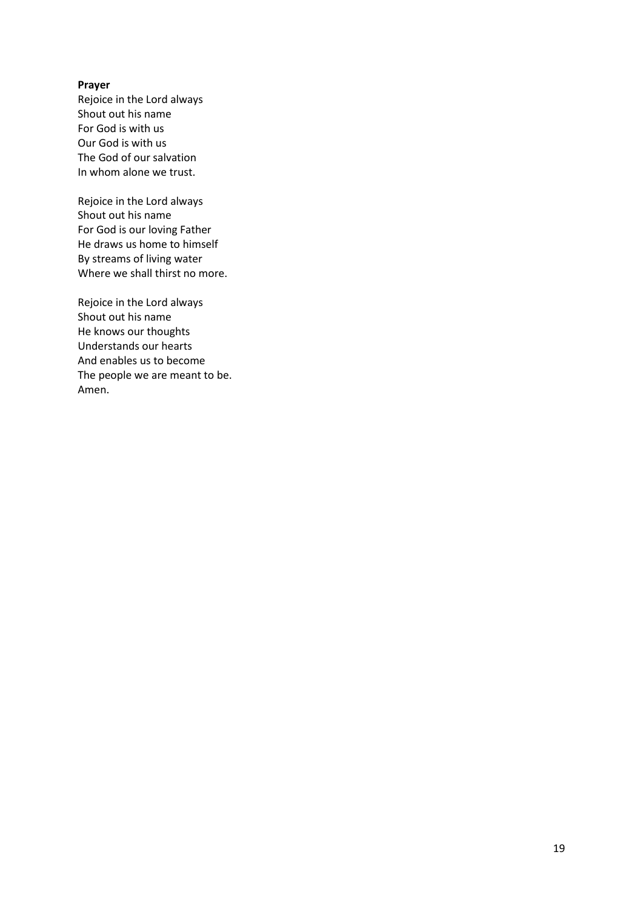**Prayer**

Rejoice in the Lord always  
Shout out his name  
For God is with us  
Our God is with us  
The God of our salvation  
In whom alone we trust.

Rejoice in the Lord always  
Shout out his name  
For God is our loving Father  
He draws us home to himself  
By streams of living water  
Where we shall thirst no more.

Rejoice in the Lord always  
Shout out his name  
He knows our thoughts  
Understands our hearts  
And enables us to become  
The people we are meant to be.  
Amen.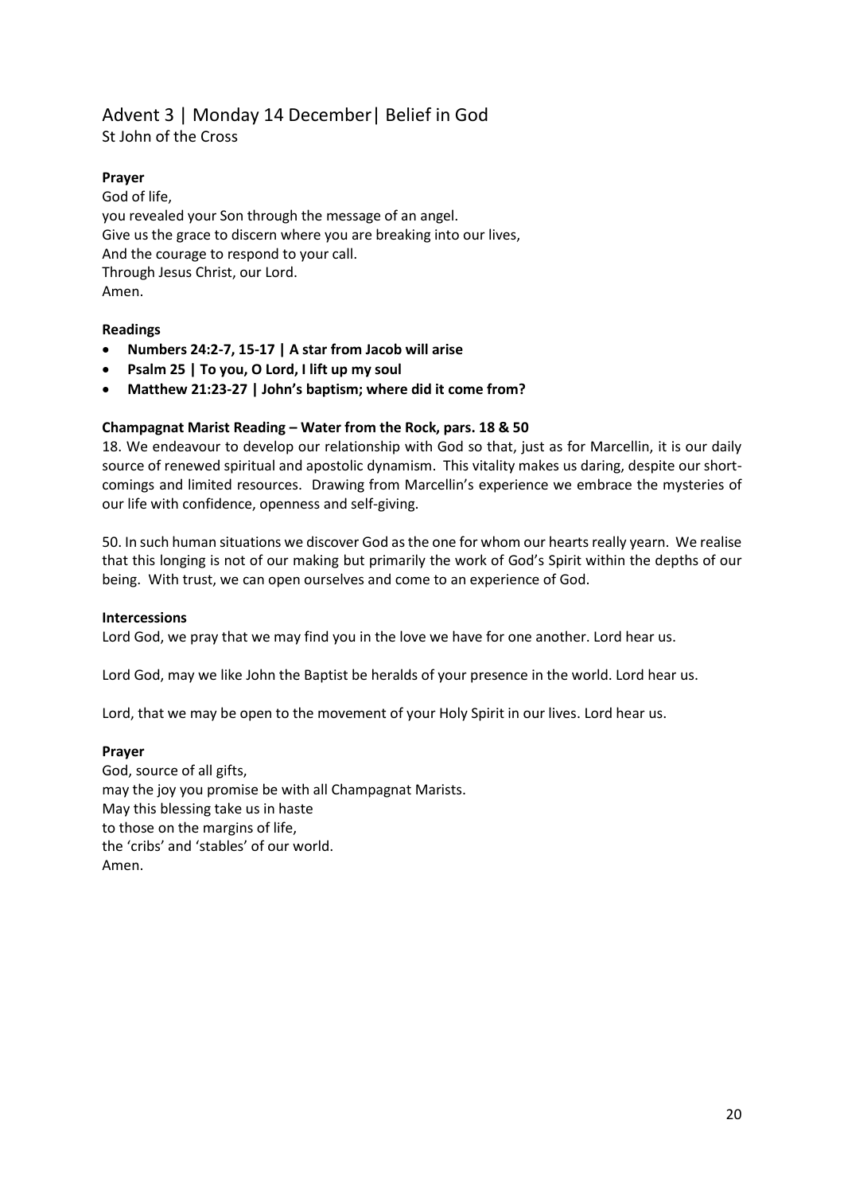## Advent 3 | Monday 14 December| Belief in God

St John of the Cross

**Prayer**

God of life,
you revealed your Son through the message of an angel.
Give us the grace to discern where you are breaking into our lives,
And the courage to respond to your call.
Through Jesus Christ, our Lord.
Amen.

**Readings**

- **Numbers 24:2-7, 15-17 | A star from Jacob will arise**
- **Psalm 25 | To you, O Lord, I lift up my soul**
- **Matthew 21:23-27 | John's baptism; where did it come from?**

**Champagnat Marist Reading – Water from the Rock, pars. 18 & 50**

18. We endeavour to develop our relationship with God so that, just as for Marcellin, it is our daily source of renewed spiritual and apostolic dynamism. This vitality makes us daring, despite our short-comings and limited resources. Drawing from Marcellin's experience we embrace the mysteries of our life with confidence, openness and self-giving.

50. In such human situations we discover God as the one for whom our hearts really yearn. We realise that this longing is not of our making but primarily the work of God's Spirit within the depths of our being. With trust, we can open ourselves and come to an experience of God.

**Intercessions**

Lord God, we pray that we may find you in the love we have for one another. Lord hear us.

Lord God, may we like John the Baptist be heralds of your presence in the world. Lord hear us.

Lord, that we may be open to the movement of your Holy Spirit in our lives. Lord hear us.

**Prayer**

God, source of all gifts,
may the joy you promise be with all Champagnat Marists.
May this blessing take us in haste
to those on the margins of life,
the 'cribs' and 'stables' of our world.
Amen.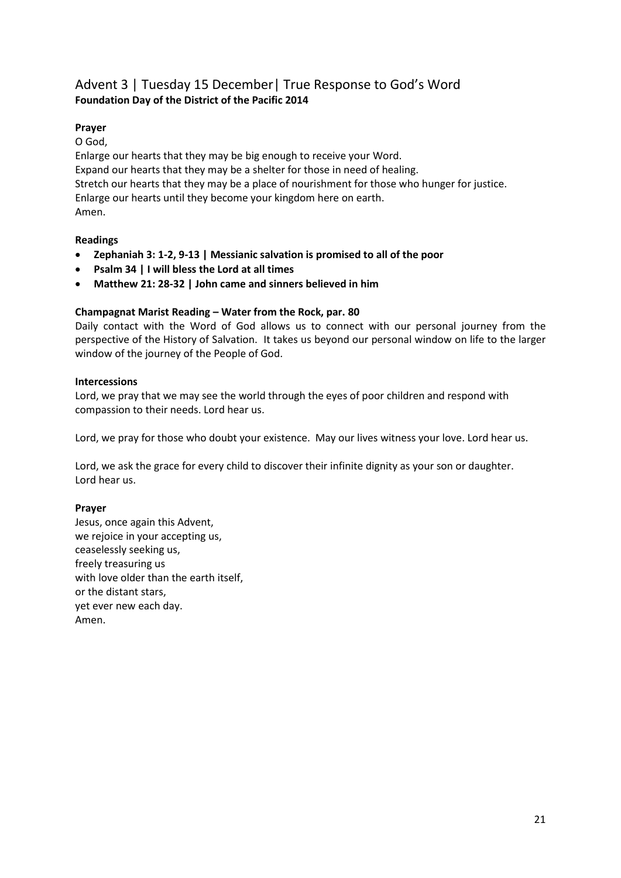## Advent 3 | Tuesday 15 December| True Response to God's Word

**Foundation Day of the District of the Pacific 2014**

**Prayer**

O God,
Enlarge our hearts that they may be big enough to receive your Word.
Expand our hearts that they may be a shelter for those in need of healing.
Stretch our hearts that they may be a place of nourishment for those who hunger for justice.
Enlarge our hearts until they become your kingdom here on earth.
Amen.

**Readings**

- **Zephaniah 3: 1-2, 9-13 | Messianic salvation is promised to all of the poor**
- **Psalm 34 | I will bless the Lord at all times**
- **Matthew 21: 28-32 | John came and sinners believed in him**

**Champagnat Marist Reading – Water from the Rock, par. 80**

Daily contact with the Word of God allows us to connect with our personal journey from the perspective of the History of Salvation. It takes us beyond our personal window on life to the larger window of the journey of the People of God.

**Intercessions**

Lord, we pray that we may see the world through the eyes of poor children and respond with compassion to their needs. Lord hear us.

Lord, we pray for those who doubt your existence. May our lives witness your love. Lord hear us.

Lord, we ask the grace for every child to discover their infinite dignity as your son or daughter. Lord hear us.

**Prayer**

Jesus, once again this Advent,
we rejoice in your accepting us,
ceaselessly seeking us,
freely treasuring us
with love older than the earth itself,
or the distant stars,
yet ever new each day.
Amen.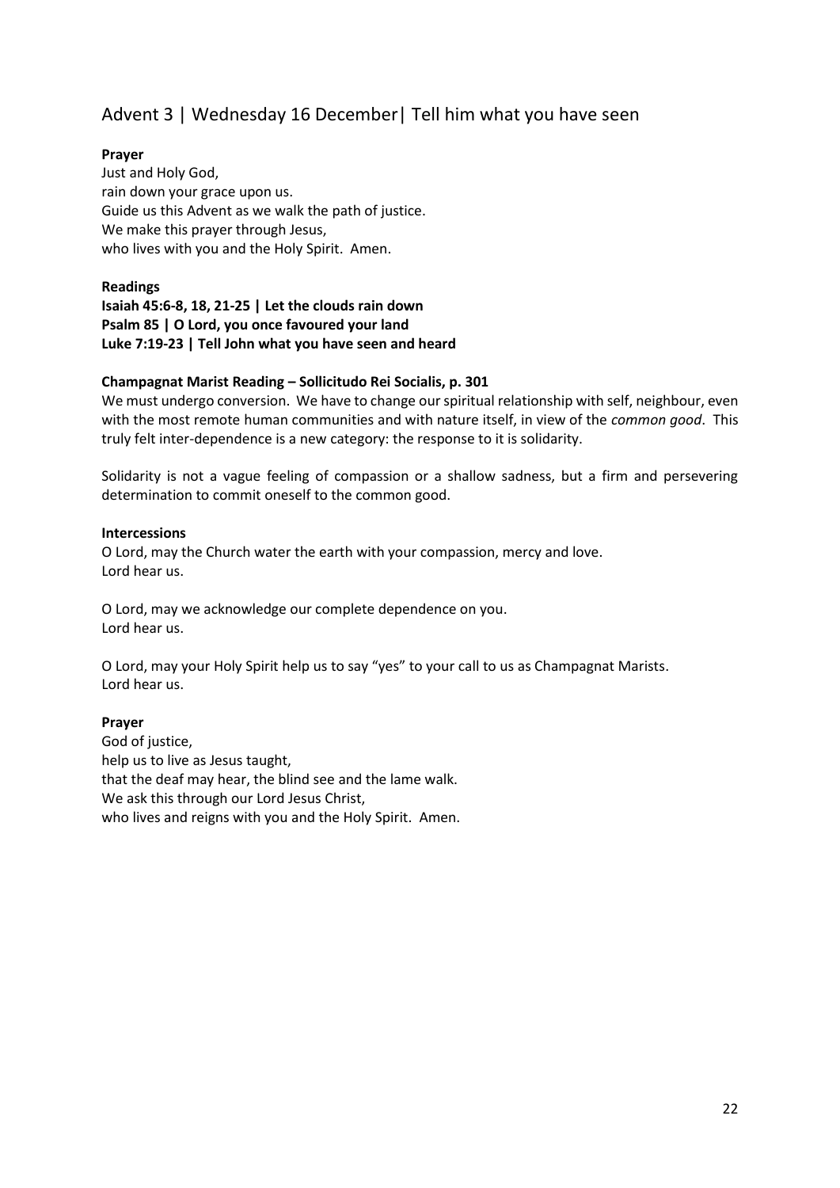## Advent 3 | Wednesday 16 December| Tell him what you have seen

**Prayer**

Just and Holy God,
rain down your grace upon us.
Guide us this Advent as we walk the path of justice.
We make this prayer through Jesus,
who lives with you and the Holy Spirit. Amen.

**Readings**

**Isaiah 45:6-8, 18, 21-25 | Let the clouds rain down**
**Psalm 85 | O Lord, you once favoured your land**
**Luke 7:19-23 | Tell John what you have seen and heard**

**Champagnat Marist Reading – Sollicitudo Rei Socialis, p. 301**

We must undergo conversion. We have to change our spiritual relationship with self, neighbour, even with the most remote human communities and with nature itself, in view of the *common good*. This truly felt inter-dependence is a new category: the response to it is solidarity.

Solidarity is not a vague feeling of compassion or a shallow sadness, but a firm and persevering determination to commit oneself to the common good.

**Intercessions**

O Lord, may the Church water the earth with your compassion, mercy and love.
Lord hear us.

O Lord, may we acknowledge our complete dependence on you.
Lord hear us.

O Lord, may your Holy Spirit help us to say "yes" to your call to us as Champagnat Marists.
Lord hear us.

**Prayer**

God of justice,
help us to live as Jesus taught,
that the deaf may hear, the blind see and the lame walk.
We ask this through our Lord Jesus Christ,
who lives and reigns with you and the Holy Spirit. Amen.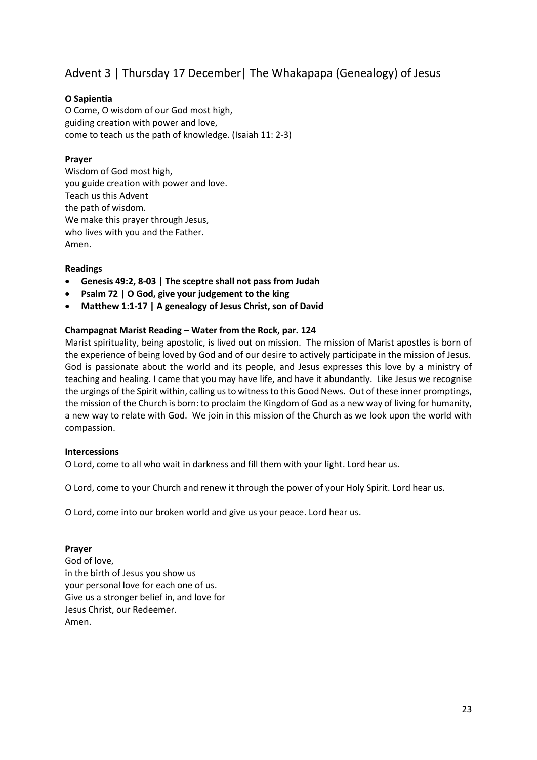## Advent 3 | Thursday 17 December| The Whakapapa (Genealogy) of Jesus

**O Sapientia**

O Come, O wisdom of our God most high,
guiding creation with power and love,
come to teach us the path of knowledge. (Isaiah 11: 2-3)

**Prayer**

Wisdom of God most high,
you guide creation with power and love.
Teach us this Advent
the path of wisdom.
We make this prayer through Jesus,
who lives with you and the Father.
Amen.

**Readings**

- **Genesis 49:2, 8-03 | The sceptre shall not pass from Judah**
- **Psalm 72 | O God, give your judgement to the king**
- **Matthew 1:1-17 | A genealogy of Jesus Christ, son of David**

**Champagnat Marist Reading – Water from the Rock, par. 124**

Marist spirituality, being apostolic, is lived out on mission. The mission of Marist apostles is born of the experience of being loved by God and of our desire to actively participate in the mission of Jesus. God is passionate about the world and its people, and Jesus expresses this love by a ministry of teaching and healing. I came that you may have life, and have it abundantly. Like Jesus we recognise the urgings of the Spirit within, calling us to witness to this Good News. Out of these inner promptings, the mission of the Church is born: to proclaim the Kingdom of God as a new way of living for humanity, a new way to relate with God. We join in this mission of the Church as we look upon the world with compassion.

**Intercessions**

O Lord, come to all who wait in darkness and fill them with your light. Lord hear us.

O Lord, come to your Church and renew it through the power of your Holy Spirit. Lord hear us.

O Lord, come into our broken world and give us your peace. Lord hear us.

**Prayer**

God of love,
in the birth of Jesus you show us
your personal love for each one of us.
Give us a stronger belief in, and love for
Jesus Christ, our Redeemer.
Amen.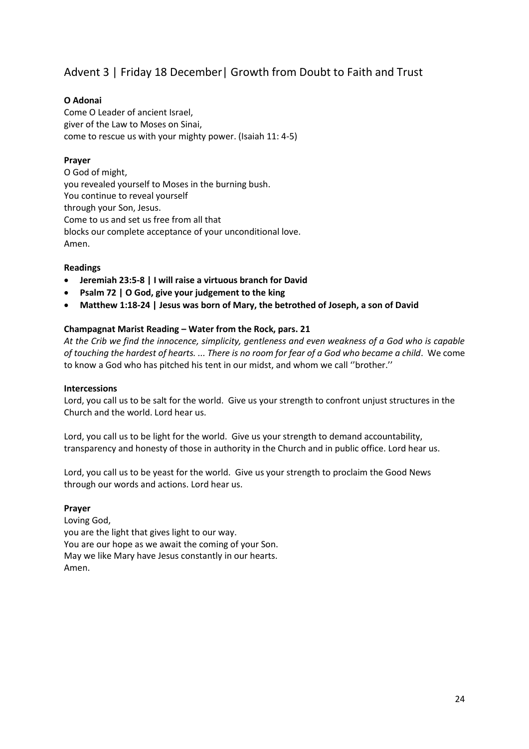## Advent 3 | Friday 18 December| Growth from Doubt to Faith and Trust

**O Adonai**

Come O Leader of ancient Israel,
giver of the Law to Moses on Sinai,
come to rescue us with your mighty power. (Isaiah 11: 4-5)

**Prayer**

O God of might,
you revealed yourself to Moses in the burning bush.
You continue to reveal yourself
through your Son, Jesus.
Come to us and set us free from all that
blocks our complete acceptance of your unconditional love.
Amen.

**Readings**

- **Jeremiah 23:5-8 | I will raise a virtuous branch for David**
- **Psalm 72 | O God, give your judgement to the king**
- **Matthew 1:18-24 | Jesus was born of Mary, the betrothed of Joseph, a son of David**

**Champagnat Marist Reading – Water from the Rock, pars. 21**

*At the Crib we find the innocence, simplicity, gentleness and even weakness of a God who is capable of touching the hardest of hearts. ... There is no room for fear of a God who became a child*. We come to know a God who has pitched his tent in our midst, and whom we call ''brother.''

**Intercessions**

Lord, you call us to be salt for the world. Give us your strength to confront unjust structures in the Church and the world. Lord hear us.

Lord, you call us to be light for the world. Give us your strength to demand accountability, transparency and honesty of those in authority in the Church and in public office. Lord hear us.

Lord, you call us to be yeast for the world. Give us your strength to proclaim the Good News through our words and actions. Lord hear us.

**Prayer**

Loving God,
you are the light that gives light to our way.
You are our hope as we await the coming of your Son.
May we like Mary have Jesus constantly in our hearts.
Amen.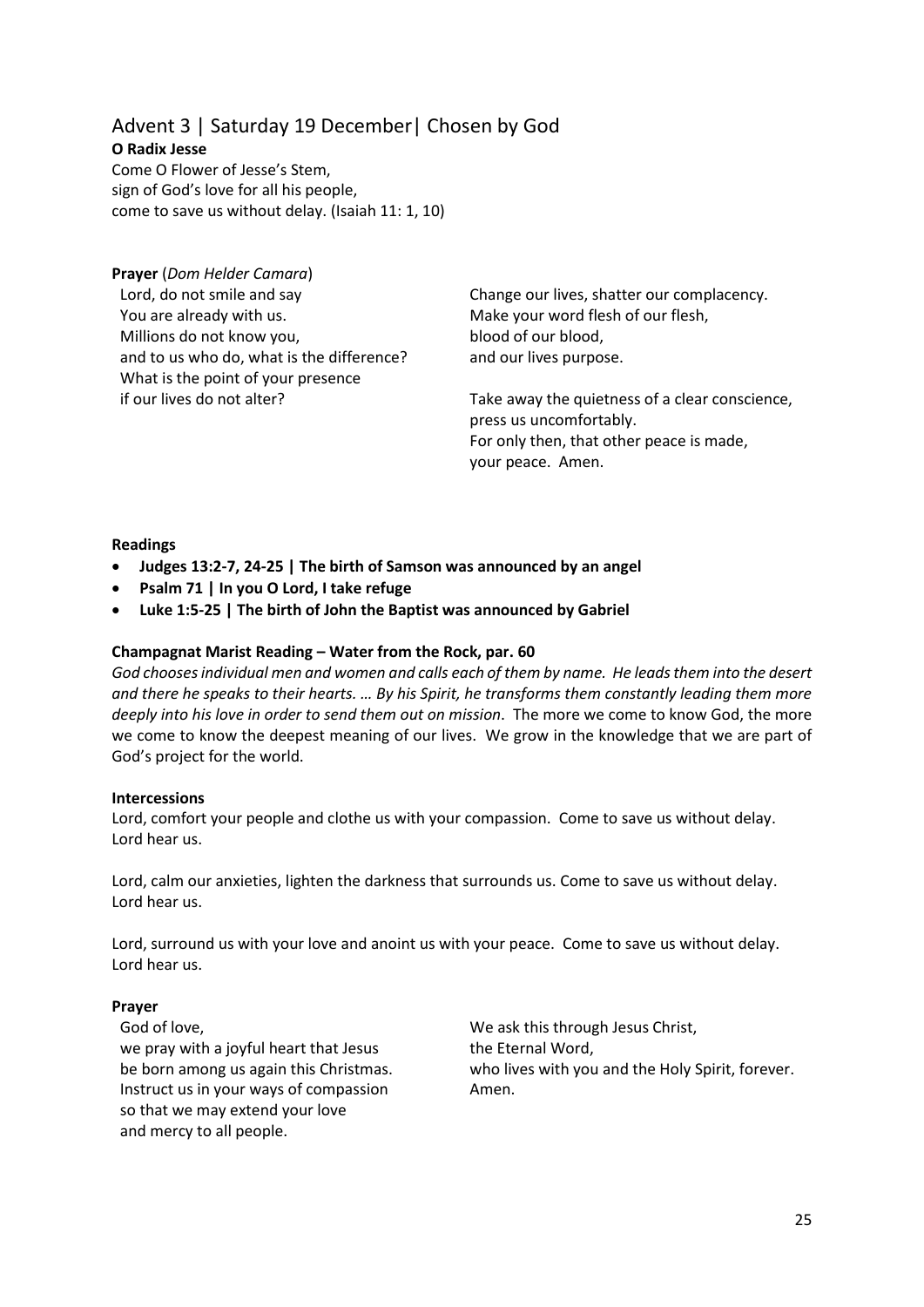## Advent 3 | Saturday 19 December| Chosen by God

**O Radix Jesse**

Come O Flower of Jesse's Stem,
sign of God's love for all his people,
come to save us without delay. (Isaiah 11: 1, 10)

**Prayer** (*Dom Helder Camara*)

Lord, do not smile and say
You are already with us.
Millions do not know you,
and to us who do, what is the difference?
What is the point of your presence
if our lives do not alter?

Change our lives, shatter our complacency.
Make your word flesh of our flesh,
blood of our blood,
and our lives purpose.

Take away the quietness of a clear conscience,
press us uncomfortably.
For only then, that other peace is made,
your peace. Amen.

**Readings**

- **Judges 13:2-7, 24-25 | The birth of Samson was announced by an angel**
- **Psalm 71 | In you O Lord, I take refuge**
- **Luke 1:5-25 | The birth of John the Baptist was announced by Gabriel**

**Champagnat Marist Reading – Water from the Rock, par. 60**

*God chooses individual men and women and calls each of them by name. He leads them into the desert and there he speaks to their hearts. … By his Spirit, he transforms them constantly leading them more deeply into his love in order to send them out on mission*. The more we come to know God, the more we come to know the deepest meaning of our lives. We grow in the knowledge that we are part of God's project for the world.

**Intercessions**

Lord, comfort your people and clothe us with your compassion. Come to save us without delay.
Lord hear us.

Lord, calm our anxieties, lighten the darkness that surrounds us. Come to save us without delay.
Lord hear us.

Lord, surround us with your love and anoint us with your peace. Come to save us without delay.
Lord hear us.

**Prayer**

God of love,
we pray with a joyful heart that Jesus
be born among us again this Christmas.
Instruct us in your ways of compassion
so that we may extend your love
and mercy to all people.

We ask this through Jesus Christ,
the Eternal Word,
who lives with you and the Holy Spirit, forever.
Amen.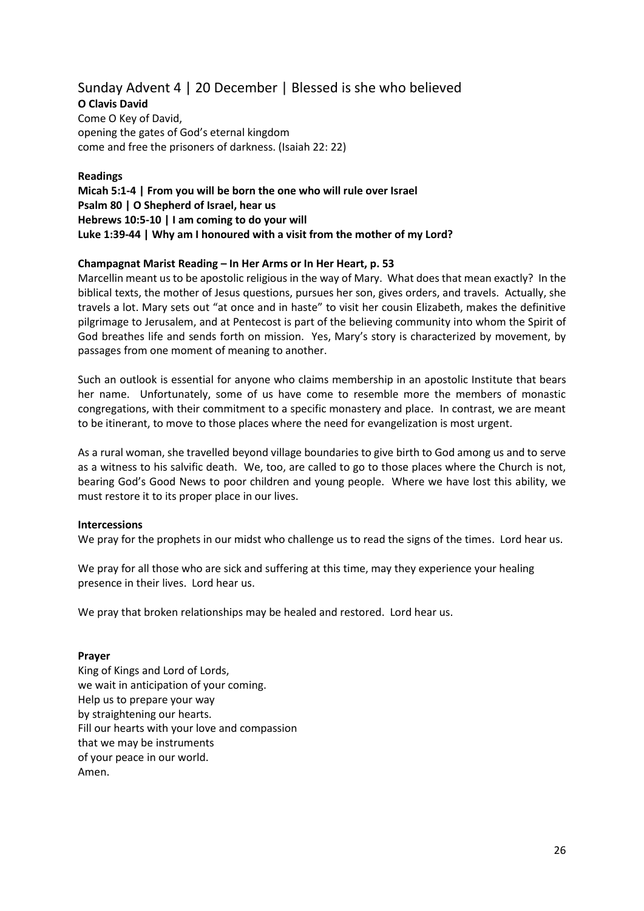## Sunday Advent 4 | 20 December | Blessed is she who believed

**O Clavis David**

Come O Key of David,
opening the gates of God's eternal kingdom
come and free the prisoners of darkness. (Isaiah 22: 22)

**Readings**

**Micah 5:1-4 | From you will be born the one who will rule over Israel**
**Psalm 80 | O Shepherd of Israel, hear us**
**Hebrews 10:5-10 | I am coming to do your will**
**Luke 1:39-44 | Why am I honoured with a visit from the mother of my Lord?**

**Champagnat Marist Reading – In Her Arms or In Her Heart, p. 53**

Marcellin meant us to be apostolic religious in the way of Mary. What does that mean exactly? In the biblical texts, the mother of Jesus questions, pursues her son, gives orders, and travels. Actually, she travels a lot. Mary sets out "at once and in haste" to visit her cousin Elizabeth, makes the definitive pilgrimage to Jerusalem, and at Pentecost is part of the believing community into whom the Spirit of God breathes life and sends forth on mission. Yes, Mary's story is characterized by movement, by passages from one moment of meaning to another.

Such an outlook is essential for anyone who claims membership in an apostolic Institute that bears her name. Unfortunately, some of us have come to resemble more the members of monastic congregations, with their commitment to a specific monastery and place. In contrast, we are meant to be itinerant, to move to those places where the need for evangelization is most urgent.

As a rural woman, she travelled beyond village boundaries to give birth to God among us and to serve as a witness to his salvific death. We, too, are called to go to those places where the Church is not, bearing God's Good News to poor children and young people. Where we have lost this ability, we must restore it to its proper place in our lives.

**Intercessions**

We pray for the prophets in our midst who challenge us to read the signs of the times. Lord hear us.

We pray for all those who are sick and suffering at this time, may they experience your healing presence in their lives. Lord hear us.

We pray that broken relationships may be healed and restored. Lord hear us.

**Prayer**

King of Kings and Lord of Lords,
we wait in anticipation of your coming.
Help us to prepare your way
by straightening our hearts.
Fill our hearts with your love and compassion
that we may be instruments
of your peace in our world.
Amen.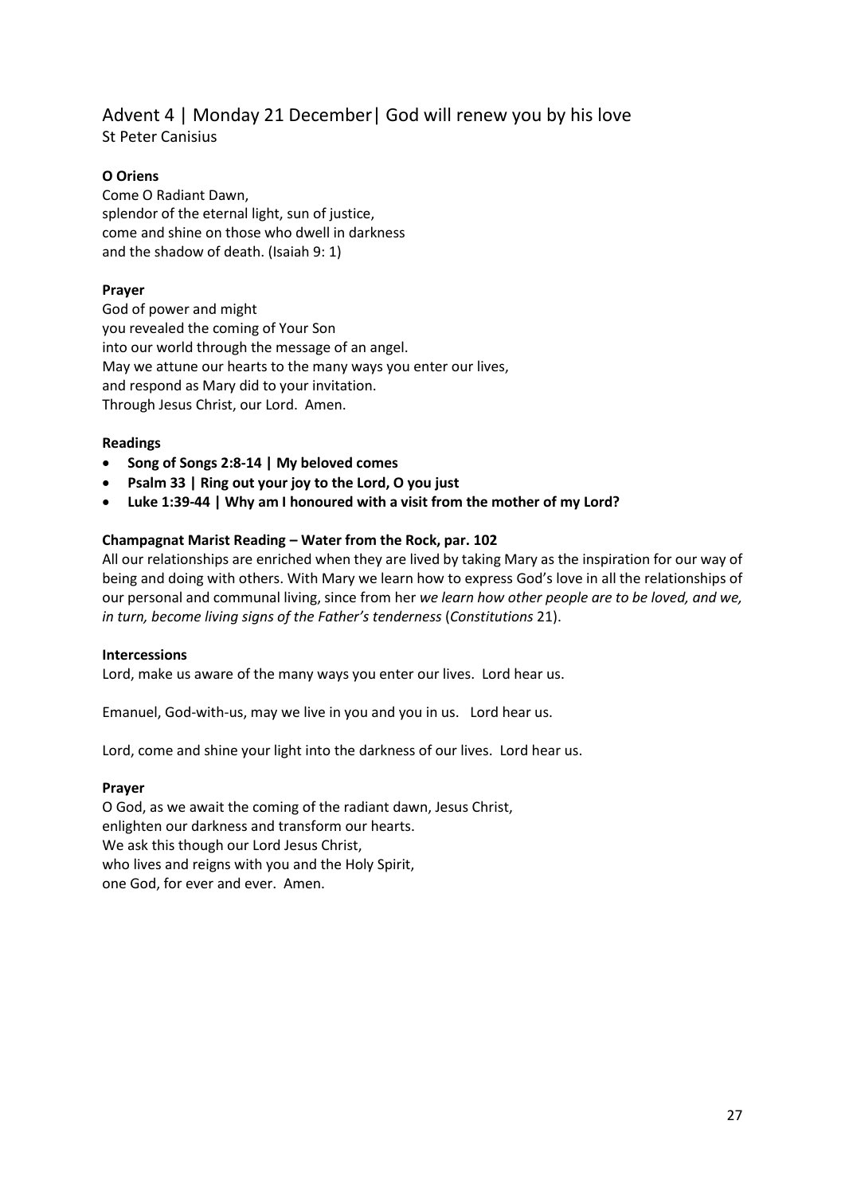## Advent 4 | Monday 21 December| God will renew you by his love

St Peter Canisius

**O Oriens**

Come O Radiant Dawn,
splendor of the eternal light, sun of justice,
come and shine on those who dwell in darkness
and the shadow of death. (Isaiah 9: 1)

**Prayer**

God of power and might
you revealed the coming of Your Son
into our world through the message of an angel.
May we attune our hearts to the many ways you enter our lives,
and respond as Mary did to your invitation.
Through Jesus Christ, our Lord. Amen.

**Readings**

- **Song of Songs 2:8-14 | My beloved comes**
- **Psalm 33 | Ring out your joy to the Lord, O you just**
- **Luke 1:39-44 | Why am I honoured with a visit from the mother of my Lord?**

**Champagnat Marist Reading – Water from the Rock, par. 102**

All our relationships are enriched when they are lived by taking Mary as the inspiration for our way of being and doing with others. With Mary we learn how to express God's love in all the relationships of our personal and communal living, since from her *we learn how other people are to be loved, and we, in turn, become living signs of the Father's tenderness* (*Constitutions* 21).

**Intercessions**

Lord, make us aware of the many ways you enter our lives. Lord hear us.

Emanuel, God-with-us, may we live in you and you in us. Lord hear us.

Lord, come and shine your light into the darkness of our lives. Lord hear us.

**Prayer**

O God, as we await the coming of the radiant dawn, Jesus Christ,
enlighten our darkness and transform our hearts.
We ask this though our Lord Jesus Christ,
who lives and reigns with you and the Holy Spirit,
one God, for ever and ever. Amen.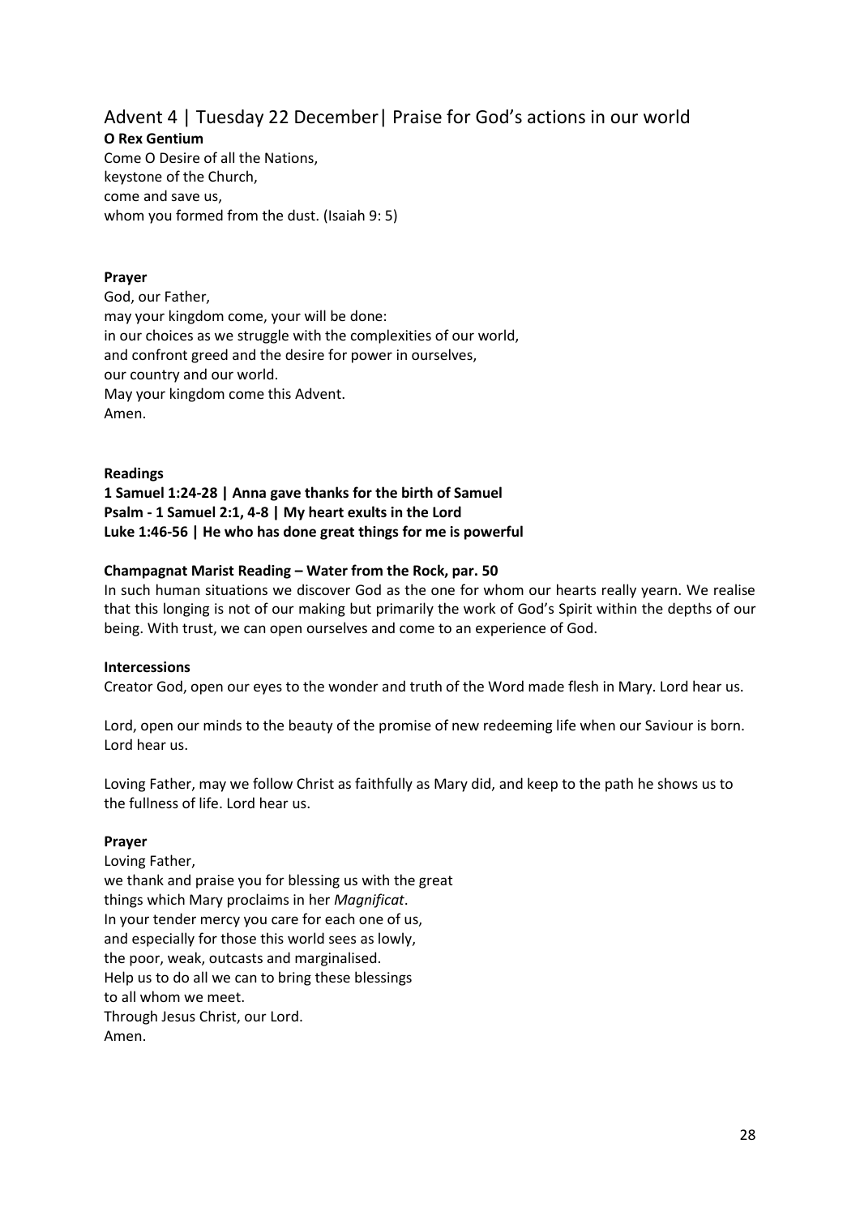## Advent 4 | Tuesday 22 December| Praise for God's actions in our world

**O Rex Gentium**

Come O Desire of all the Nations,
keystone of the Church,
come and save us,
whom you formed from the dust. (Isaiah 9: 5)

**Prayer**

God, our Father,
may your kingdom come, your will be done:
in our choices as we struggle with the complexities of our world,
and confront greed and the desire for power in ourselves,
our country and our world.
May your kingdom come this Advent.
Amen.

**Readings**

**1 Samuel 1:24-28 | Anna gave thanks for the birth of Samuel**
**Psalm - 1 Samuel 2:1, 4-8 | My heart exults in the Lord**
**Luke 1:46-56 | He who has done great things for me is powerful**

**Champagnat Marist Reading – Water from the Rock, par. 50**

In such human situations we discover God as the one for whom our hearts really yearn. We realise that this longing is not of our making but primarily the work of God's Spirit within the depths of our being. With trust, we can open ourselves and come to an experience of God.

**Intercessions**

Creator God, open our eyes to the wonder and truth of the Word made flesh in Mary. Lord hear us.

Lord, open our minds to the beauty of the promise of new redeeming life when our Saviour is born. Lord hear us.

Loving Father, may we follow Christ as faithfully as Mary did, and keep to the path he shows us to the fullness of life. Lord hear us.

**Prayer**

Loving Father,
we thank and praise you for blessing us with the great
things which Mary proclaims in her *Magnificat*.
In your tender mercy you care for each one of us,
and especially for those this world sees as lowly,
the poor, weak, outcasts and marginalised.
Help us to do all we can to bring these blessings
to all whom we meet.
Through Jesus Christ, our Lord.
Amen.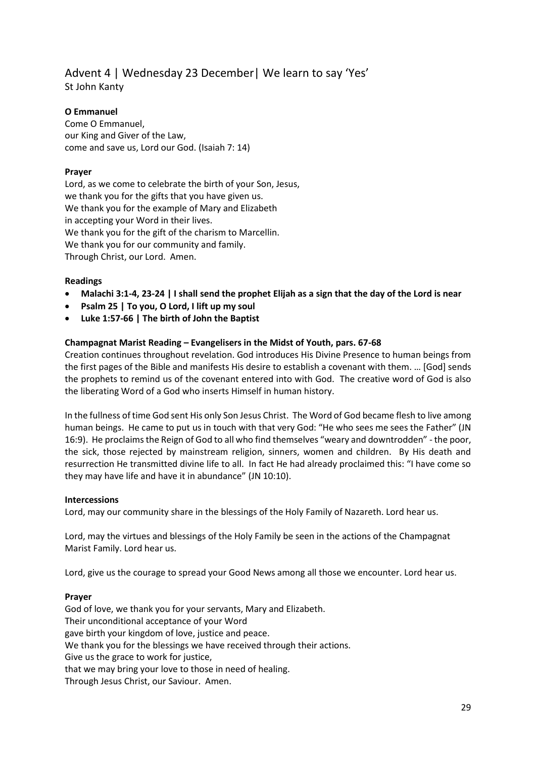## Advent 4 | Wednesday 23 December| We learn to say 'Yes'

St John Kanty

**O Emmanuel**

Come O Emmanuel,
our King and Giver of the Law,
come and save us, Lord our God. (Isaiah 7: 14)

**Prayer**

Lord, as we come to celebrate the birth of your Son, Jesus,
we thank you for the gifts that you have given us.
We thank you for the example of Mary and Elizabeth
in accepting your Word in their lives.
We thank you for the gift of the charism to Marcellin.
We thank you for our community and family.
Through Christ, our Lord. Amen.

**Readings**

- **Malachi 3:1-4, 23-24 | I shall send the prophet Elijah as a sign that the day of the Lord is near**
- **Psalm 25 | To you, O Lord, I lift up my soul**
- **Luke 1:57-66 | The birth of John the Baptist**

**Champagnat Marist Reading – Evangelisers in the Midst of Youth, pars. 67-68**

Creation continues throughout revelation. God introduces His Divine Presence to human beings from the first pages of the Bible and manifests His desire to establish a covenant with them. … [God] sends the prophets to remind us of the covenant entered into with God. The creative word of God is also the liberating Word of a God who inserts Himself in human history.

In the fullness of time God sent His only Son Jesus Christ. The Word of God became flesh to live among human beings. He came to put us in touch with that very God: "He who sees me sees the Father" (JN 16:9). He proclaims the Reign of God to all who find themselves "weary and downtrodden" - the poor, the sick, those rejected by mainstream religion, sinners, women and children. By His death and resurrection He transmitted divine life to all. In fact He had already proclaimed this: "I have come so they may have life and have it in abundance" (JN 10:10).

**Intercessions**

Lord, may our community share in the blessings of the Holy Family of Nazareth. Lord hear us.

Lord, may the virtues and blessings of the Holy Family be seen in the actions of the Champagnat Marist Family. Lord hear us.

Lord, give us the courage to spread your Good News among all those we encounter. Lord hear us.

**Prayer**

God of love, we thank you for your servants, Mary and Elizabeth.
Their unconditional acceptance of your Word
gave birth your kingdom of love, justice and peace.
We thank you for the blessings we have received through their actions.
Give us the grace to work for justice,
that we may bring your love to those in need of healing.
Through Jesus Christ, our Saviour. Amen.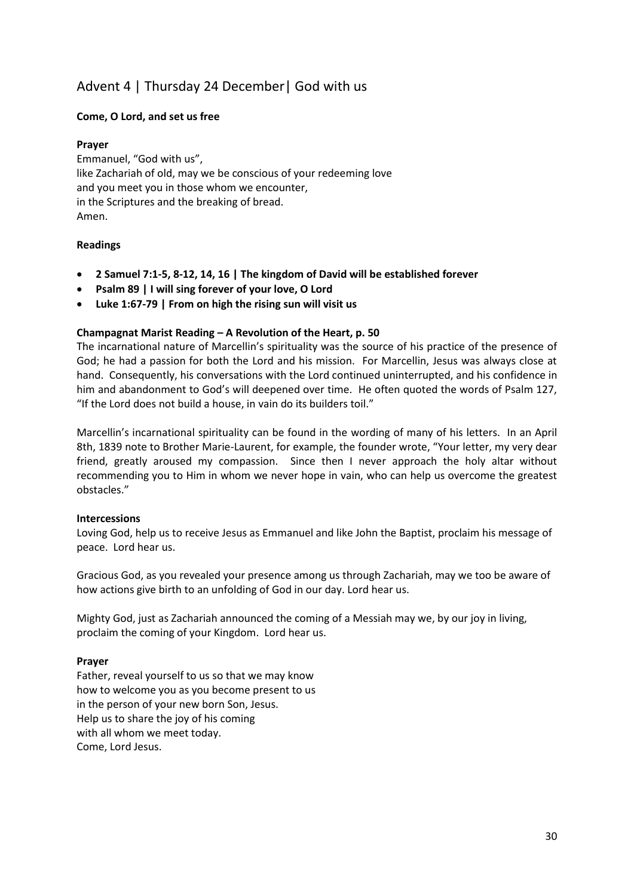## Advent 4 | Thursday 24 December| God with us

**Come, O Lord, and set us free**

**Prayer**

Emmanuel, "God with us",
like Zachariah of old, may we be conscious of your redeeming love
and you meet you in those whom we encounter,
in the Scriptures and the breaking of bread.
Amen.

**Readings**

- **2 Samuel 7:1-5, 8-12, 14, 16 | The kingdom of David will be established forever**
- **Psalm 89 | I will sing forever of your love, O Lord**
- **Luke 1:67-79 | From on high the rising sun will visit us**

**Champagnat Marist Reading – A Revolution of the Heart, p. 50**

The incarnational nature of Marcellin's spirituality was the source of his practice of the presence of God; he had a passion for both the Lord and his mission. For Marcellin, Jesus was always close at hand. Consequently, his conversations with the Lord continued uninterrupted, and his confidence in him and abandonment to God's will deepened over time. He often quoted the words of Psalm 127, "If the Lord does not build a house, in vain do its builders toil."

Marcellin's incarnational spirituality can be found in the wording of many of his letters. In an April 8th, 1839 note to Brother Marie-Laurent, for example, the founder wrote, "Your letter, my very dear friend, greatly aroused my compassion. Since then I never approach the holy altar without recommending you to Him in whom we never hope in vain, who can help us overcome the greatest obstacles."

**Intercessions**

Loving God, help us to receive Jesus as Emmanuel and like John the Baptist, proclaim his message of peace. Lord hear us.

Gracious God, as you revealed your presence among us through Zachariah, may we too be aware of how actions give birth to an unfolding of God in our day. Lord hear us.

Mighty God, just as Zachariah announced the coming of a Messiah may we, by our joy in living, proclaim the coming of your Kingdom. Lord hear us.

**Prayer**

Father, reveal yourself to us so that we may know
how to welcome you as you become present to us
in the person of your new born Son, Jesus.
Help us to share the joy of his coming
with all whom we meet today.
Come, Lord Jesus.